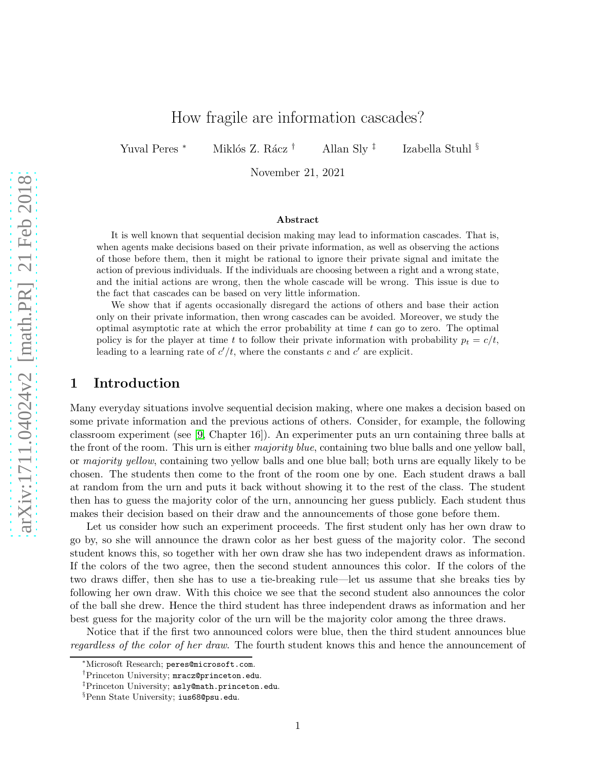# How fragile are information cascades?

Yuval Peres [*] Miklós Z. Rácz [†] Allan Sly [‡] Izabella Stuhl [§]

November 21, 2021

### Abstract

It is well known that sequential decision making may lead to information cascades. That is, when agents make decisions based on their private information, as well as observing the actions of those before them, then it might be rational to ignore their private signal and imitate the action of previous individuals. If the individuals are choosing between a right and a wrong state, and the initial actions are wrong, then the whole cascade will be wrong. This issue is due to the fact that cascades can be based on very little information.

We show that if agents occasionally disregard the actions of others and base their action only on their private information, then wrong cascades can be avoided. Moreover, we study the optimal asymptotic rate at which the error probability at time $t$ can go to zero. The optimal policy is for the player at time $t$ to follow their private information with probability $p_t = c/t$, leading to a learning rate of $c'/t$, where the constants $c$ and $c'$ are explicit.

## 1 Introduction

Many everyday situations involve sequential decision making, where one makes a decision based on some private information and the previous actions of others. Consider, for example, the following classroom experiment (see [9, Chapter 16]). An experimenter puts an urn containing three balls at the front of the room. This urn is either *majority blue*, containing two blue balls and one yellow ball, or *majority yellow*, containing two yellow balls and one blue ball; both urns are equally likely to be chosen. The students then come to the front of the room one by one. Each student draws a ball at random from the urn and puts it back without showing it to the rest of the class. The student then has to guess the majority color of the urn, announcing her guess publicly. Each student thus makes their decision based on their draw and the announcements of those gone before them.

Let us consider how such an experiment proceeds. The first student only has her own draw to go by, so she will announce the drawn color as her best guess of the majority color. The second student knows this, so together with her own draw she has two independent draws as information. If the colors of the two agree, then the second student announces this color. If the colors of the two draws differ, then she has to use a tie-breaking rule—let us assume that she breaks ties by following her own draw. With this choice we see that the second student also announces the color of the ball she drew. Hence the third student has three independent draws as information and her best guess for the majority color of the urn will be the majority color among the three draws.

Notice that if the first two announced colors were blue, then the third student announces blue *regardless of the color of her draw*. The fourth student knows this and hence the announcement of

---

[*] Microsoft Research; peres@microsoft.com.

[†] Princeton University; mracz@princeton.edu.

[‡] Princeton University; asly@math.princeton.edu.

[§] Penn State University; ius68@psu.edu.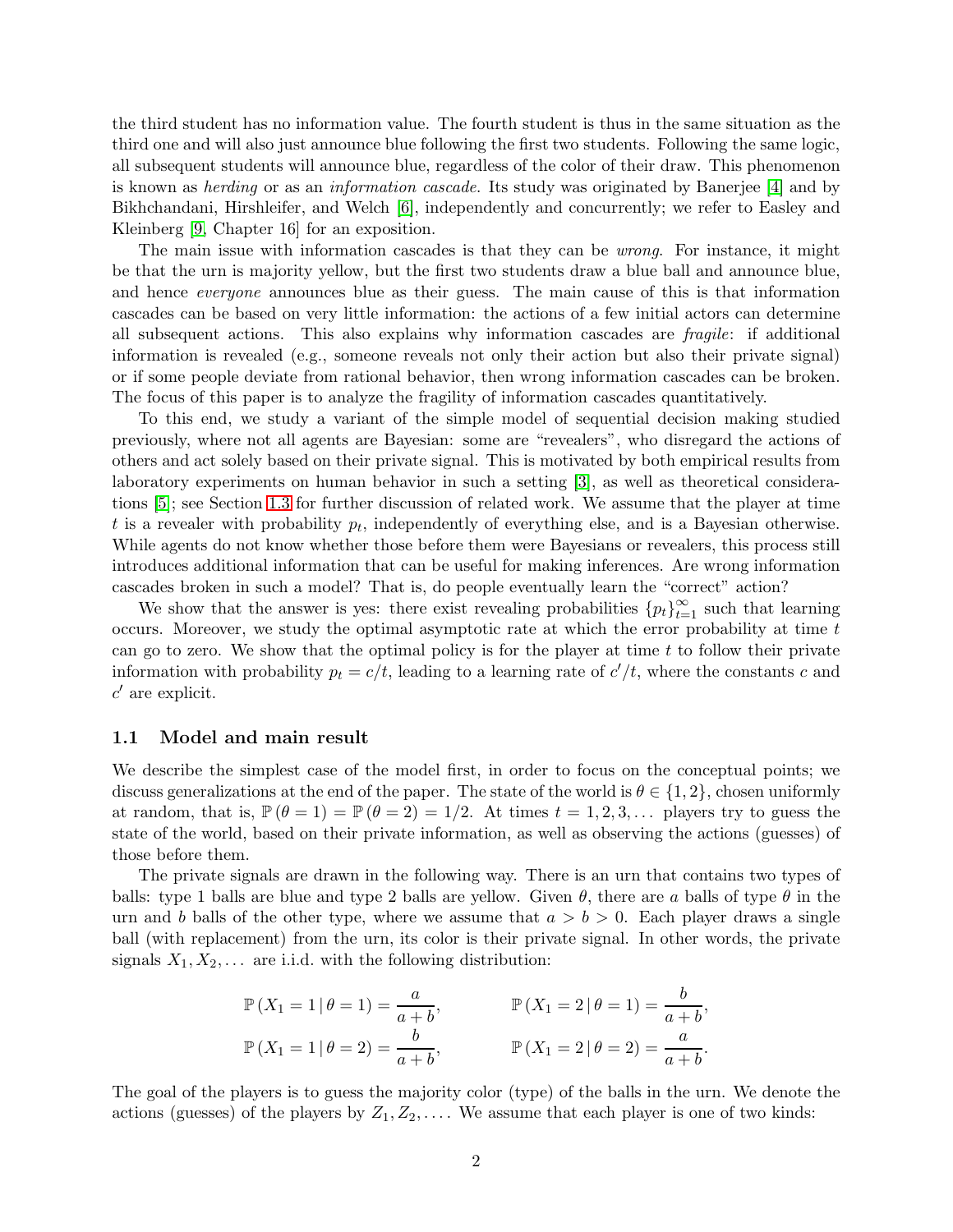the third student has no information value. The fourth student is thus in the same situation as the third one and will also just announce blue following the first two students. Following the same logic, all subsequent students will announce blue, regardless of the color of their draw. This phenomenon is known as *herding* or as an *information cascade*. Its study was originated by Banerjee [4] and by Bikhchandani, Hirshleifer, and Welch [6], independently and concurrently; we refer to Easley and Kleinberg [9, Chapter 16] for an exposition.

The main issue with information cascades is that they can be *wrong*. For instance, it might be that the urn is majority yellow, but the first two students draw a blue ball and announce blue, and hence *everyone* announces blue as their guess. The main cause of this is that information cascades can be based on very little information: the actions of a few initial actors can determine all subsequent actions. This also explains why information cascades are *fragile*: if additional information is revealed (e.g., someone reveals not only their action but also their private signal) or if some people deviate from rational behavior, then wrong information cascades can be broken. The focus of this paper is to analyze the fragility of information cascades quantitatively.

To this end, we study a variant of the simple model of sequential decision making studied previously, where not all agents are Bayesian: some are "revealers", who disregard the actions of others and act solely based on their private signal. This is motivated by both empirical results from laboratory experiments on human behavior in such a setting [3], as well as theoretical considerations [5]; see Section 1.3 for further discussion of related work. We assume that the player at time $t$ is a revealer with probability $p_t$, independently of everything else, and is a Bayesian otherwise. While agents do not know whether those before them were Bayesians or revealers, this process still introduces additional information that can be useful for making inferences. Are wrong information cascades broken in such a model? That is, do people eventually learn the "correct" action?

We show that the answer is yes: there exist revealing probabilities $\{p_t\}_{t=1}^{\infty}$ such that learning occurs. Moreover, we study the optimal asymptotic rate at which the error probability at time $t$ can go to zero. We show that the optimal policy is for the player at time $t$ to follow their private information with probability $p_t = c/t$, leading to a learning rate of $c'/t$, where the constants $c$ and $c'$ are explicit.

### 1.1 Model and main result

We describe the simplest case of the model first, in order to focus on the conceptual points; we discuss generalizations at the end of the paper. The state of the world is $\theta \in \{1, 2\}$, chosen uniformly at random, that is, $\mathbb{P}(\theta = 1) = \mathbb{P}(\theta = 2) = 1/2$. At times $t = 1, 2, 3, \ldots$ players try to guess the state of the world, based on their private information, as well as observing the actions (guesses) of those before them.

The private signals are drawn in the following way. There is an urn that contains two types of balls: type 1 balls are blue and type 2 balls are yellow. Given $\theta$, there are $a$ balls of type $\theta$ in the urn and $b$ balls of the other type, where we assume that $a > b > 0$. Each player draws a single ball (with replacement) from the urn, its color is their private signal. In other words, the private signals $X_1, X_2, \ldots$ are i.i.d. with the following distribution:

$$
\mathbb{P}(X_1 = 1 \mid \theta = 1) = \frac{a}{a+b}, \qquad \mathbb{P}(X_1 = 2 \mid \theta = 1) = \frac{b}{a+b},
$$
$$
\mathbb{P}(X_1 = 1 \mid \theta = 2) = \frac{b}{a+b}, \qquad \mathbb{P}(X_1 = 2 \mid \theta = 2) = \frac{a}{a+b}.
$$

The goal of the players is to guess the majority color (type) of the balls in the urn. We denote the actions (guesses) of the players by $Z_1, Z_2, \ldots$. We assume that each player is one of two kinds: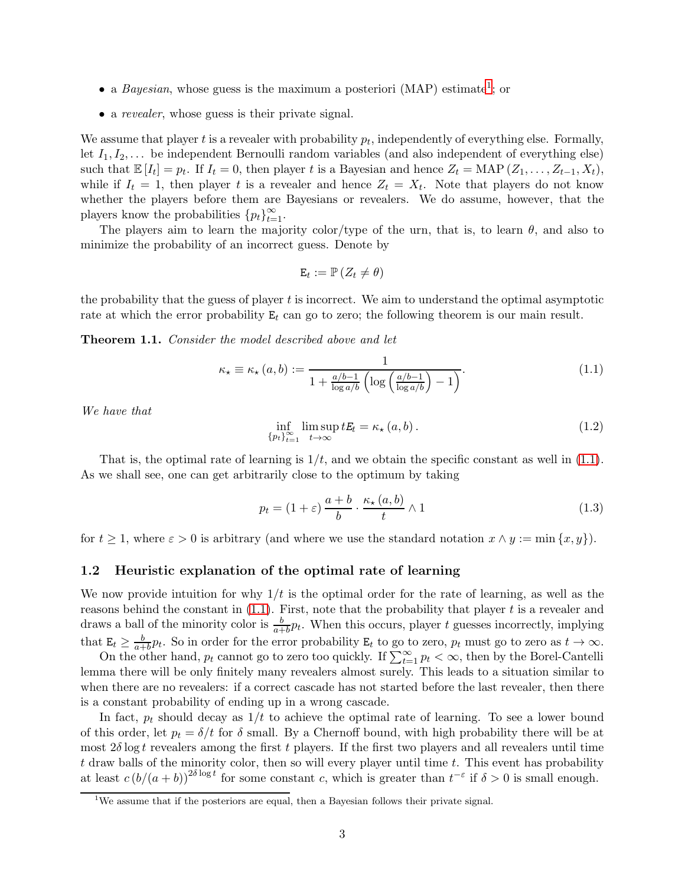- a *Bayesian*, whose guess is the maximum a posteriori (MAP) estimate[1]; or
- a *revealer*, whose guess is their private signal.

We assume that player $t$ is a revealer with probability $p_t$, independently of everything else. Formally, let $I_1, I_2, \ldots$ be independent Bernoulli random variables (and also independent of everything else) such that $\mathbb{E}[I_t] = p_t$. If $I_t = 0$, then player $t$ is a Bayesian and hence $Z_t = \text{MAP}(Z_1, \ldots, Z_{t-1}, X_t)$, while if $I_t = 1$, then player $t$ is a revealer and hence $Z_t = X_t$. Note that players do not know whether the players before them are Bayesians or revealers. We do assume, however, that the players know the probabilities $\{p_t\}_{t=1}^{\infty}$.

The players aim to learn the majority color/type of the urn, that is, to learn $\theta$, and also to minimize the probability of an incorrect guess. Denote by

$$\mathtt{E}_t := \mathbb{P}(Z_t \neq \theta)$$

the probability that the guess of player $t$ is incorrect. We aim to understand the optimal asymptotic rate at which the error probability $\mathtt{E}_t$ can go to zero; the following theorem is our main result.

**Theorem 1.1.** *Consider the model described above and let*

$$\kappa_\star \equiv \kappa_\star(a,b) := \frac{1}{1 + \frac{a/b-1}{\log a/b}\left(\log\left(\frac{a/b-1}{\log a/b}\right) - 1\right)}. \tag{1.1}$$

*We have that*

$$\inf_{\{p_t\}_{t=1}^{\infty}} \limsup_{t\to\infty} t\mathtt{E}_t = \kappa_\star(a,b). \tag{1.2}$$

That is, the optimal rate of learning is $1/t$, and we obtain the specific constant as well in (1.1). As we shall see, one can get arbitrarily close to the optimum by taking

$$p_t = (1+\varepsilon)\frac{a+b}{b} \cdot \frac{\kappa_\star(a,b)}{t} \wedge 1 \tag{1.3}$$

for $t \geq 1$, where $\varepsilon > 0$ is arbitrary (and where we use the standard notation $x \wedge y := \min\{x,y\}$).

## 1.2 Heuristic explanation of the optimal rate of learning

We now provide intuition for why $1/t$ is the optimal order for the rate of learning, as well as the reasons behind the constant in (1.1). First, note that the probability that player $t$ is a revealer and draws a ball of the minority color is $\frac{b}{a+b}p_t$. When this occurs, player $t$ guesses incorrectly, implying that $\mathtt{E}_t \geq \frac{b}{a+b}p_t$. So in order for the error probability $\mathtt{E}_t$ to go to zero, $p_t$ must go to zero as $t \to \infty$.

On the other hand, $p_t$ cannot go to zero too quickly. If $\sum_{t=1}^{\infty} p_t < \infty$, then by the Borel-Cantelli lemma there will be only finitely many revealers almost surely. This leads to a situation similar to when there are no revealers: if a correct cascade has not started before the last revealer, then there is a constant probability of ending up in a wrong cascade.

In fact, $p_t$ should decay as $1/t$ to achieve the optimal rate of learning. To see a lower bound of this order, let $p_t = \delta/t$ for $\delta$ small. By a Chernoff bound, with high probability there will be at most $2\delta\log t$ revealers among the first $t$ players. If the first two players and all revealers until time $t$ draw balls of the minority color, then so will every player until time $t$. This event has probability at least $c\,(b/(a+b))^{2\delta\log t}$ for some constant $c$, which is greater than $t^{-\varepsilon}$ if $\delta > 0$ is small enough.

[1] We assume that if the posteriors are equal, then a Bayesian follows their private signal.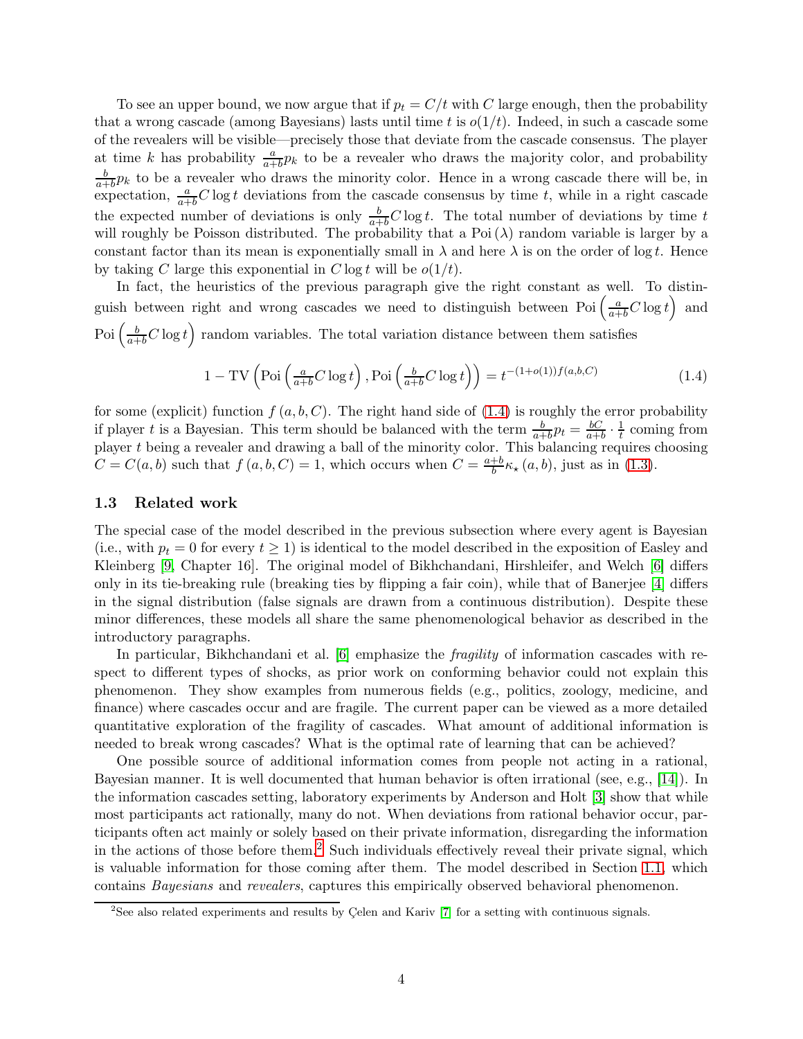To see an upper bound, we now argue that if $p_t = C/t$ with $C$ large enough, then the probability that a wrong cascade (among Bayesians) lasts until time $t$ is $o(1/t)$. Indeed, in such a cascade some of the revealers will be visible—precisely those that deviate from the cascade consensus. The player at time $k$ has probability $\frac{a}{a+b} p_k$ to be a revealer who draws the majority color, and probability $\frac{b}{a+b} p_k$ to be a revealer who draws the minority color. Hence in a wrong cascade there will be, in expectation, $\frac{a}{a+b} C \log t$ deviations from the cascade consensus by time $t$, while in a right cascade the expected number of deviations is only $\frac{b}{a+b} C \log t$. The total number of deviations by time $t$ will roughly be Poisson distributed. The probability that a $\text{Poi}(\lambda)$ random variable is larger by a constant factor than its mean is exponentially small in $\lambda$ and here $\lambda$ is on the order of $\log t$. Hence by taking $C$ large this exponential in $C \log t$ will be $o(1/t)$.

In fact, the heuristics of the previous paragraph give the right constant as well. To distinguish between right and wrong cascades we need to distinguish between $\text{Poi}\left(\frac{a}{a+b} C \log t\right)$ and $\text{Poi}\left(\frac{b}{a+b} C \log t\right)$ random variables. The total variation distance between them satisfies

$$1 - \text{TV}\left(\text{Poi}\left(\tfrac{a}{a+b} C \log t\right), \text{Poi}\left(\tfrac{b}{a+b} C \log t\right)\right) = t^{-(1+o(1)) f(a,b,C)} \tag{1.4}$$

for some (explicit) function $f(a, b, C)$. The right hand side of (1.4) is roughly the error probability if player $t$ is a Bayesian. This term should be balanced with the term $\frac{b}{a+b} p_t = \frac{bC}{a+b} \cdot \frac{1}{t}$ coming from player $t$ being a revealer and drawing a ball of the minority color. This balancing requires choosing $C = C(a, b)$ such that $f(a, b, C) = 1$, which occurs when $C = \frac{a+b}{b} \kappa_\star(a, b)$, just as in (1.3).

### 1.3 Related work

The special case of the model described in the previous subsection where every agent is Bayesian (i.e., with $p_t = 0$ for every $t \geq 1$) is identical to the model described in the exposition of Easley and Kleinberg [9, Chapter 16]. The original model of Bikhchandani, Hirshleifer, and Welch [6] differs only in its tie-breaking rule (breaking ties by flipping a fair coin), while that of Banerjee [4] differs in the signal distribution (false signals are drawn from a continuous distribution). Despite these minor differences, these models all share the same phenomenological behavior as described in the introductory paragraphs.

In particular, Bikhchandani et al. [6] emphasize the *fragility* of information cascades with respect to different types of shocks, as prior work on conforming behavior could not explain this phenomenon. They show examples from numerous fields (e.g., politics, zoology, medicine, and finance) where cascades occur and are fragile. The current paper can be viewed as a more detailed quantitative exploration of the fragility of cascades. What amount of additional information is needed to break wrong cascades? What is the optimal rate of learning that can be achieved?

One possible source of additional information comes from people not acting in a rational, Bayesian manner. It is well documented that human behavior is often irrational (see, e.g., [14]). In the information cascades setting, laboratory experiments by Anderson and Holt [3] show that while most participants act rationally, many do not. When deviations from rational behavior occur, participants often act mainly or solely based on their private information, disregarding the information in the actions of those before them.[2] Such individuals effectively reveal their private signal, which is valuable information for those coming after them. The model described in Section 1.1, which contains *Bayesians* and *revealers*, captures this empirically observed behavioral phenomenon.

[2] See also related experiments and results by Çelen and Kariv [7] for a setting with continuous signals.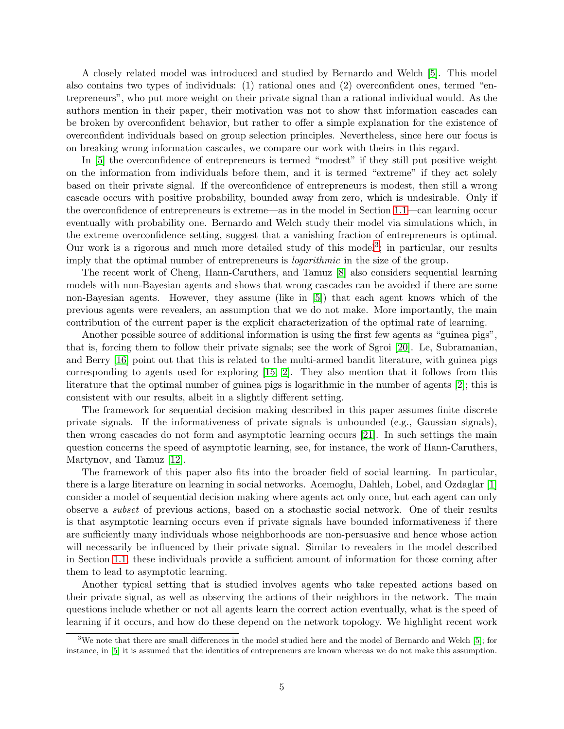A closely related model was introduced and studied by Bernardo and Welch [5]. This model also contains two types of individuals: (1) rational ones and (2) overconfident ones, termed "entrepreneurs", who put more weight on their private signal than a rational individual would. As the authors mention in their paper, their motivation was not to show that information cascades can be broken by overconfident behavior, but rather to offer a simple explanation for the existence of overconfident individuals based on group selection principles. Nevertheless, since here our focus is on breaking wrong information cascades, we compare our work with theirs in this regard.

In [5] the overconfidence of entrepreneurs is termed "modest" if they still put positive weight on the information from individuals before them, and it is termed "extreme" if they act solely based on their private signal. If the overconfidence of entrepreneurs is modest, then still a wrong cascade occurs with positive probability, bounded away from zero, which is undesirable. Only if the overconfidence of entrepreneurs is extreme—as in the model in Section 1.1—can learning occur eventually with probability one. Bernardo and Welch study their model via simulations which, in the extreme overconfidence setting, suggest that a vanishing fraction of entrepreneurs is optimal. Our work is a rigorous and much more detailed study of this model[3]; in particular, our results imply that the optimal number of entrepreneurs is *logarithmic* in the size of the group.

The recent work of Cheng, Hann-Caruthers, and Tamuz [8] also considers sequential learning models with non-Bayesian agents and shows that wrong cascades can be avoided if there are some non-Bayesian agents. However, they assume (like in [5]) that each agent knows which of the previous agents were revealers, an assumption that we do not make. More importantly, the main contribution of the current paper is the explicit characterization of the optimal rate of learning.

Another possible source of additional information is using the first few agents as "guinea pigs", that is, forcing them to follow their private signals; see the work of Sgroi [20]. Le, Subramanian, and Berry [16] point out that this is related to the multi-armed bandit literature, with guinea pigs corresponding to agents used for exploring [15, 2]. They also mention that it follows from this literature that the optimal number of guinea pigs is logarithmic in the number of agents [2]; this is consistent with our results, albeit in a slightly different setting.

The framework for sequential decision making described in this paper assumes finite discrete private signals. If the informativeness of private signals is unbounded (e.g., Gaussian signals), then wrong cascades do not form and asymptotic learning occurs [21]. In such settings the main question concerns the speed of asymptotic learning, see, for instance, the work of Hann-Caruthers, Martynov, and Tamuz [12].

The framework of this paper also fits into the broader field of social learning. In particular, there is a large literature on learning in social networks. Acemoglu, Dahleh, Lobel, and Ozdaglar [1] consider a model of sequential decision making where agents act only once, but each agent can only observe a *subset* of previous actions, based on a stochastic social network. One of their results is that asymptotic learning occurs even if private signals have bounded informativeness if there are sufficiently many individuals whose neighborhoods are non-persuasive and hence whose action will necessarily be influenced by their private signal. Similar to revealers in the model described in Section 1.1, these individuals provide a sufficient amount of information for those coming after them to lead to asymptotic learning.

Another typical setting that is studied involves agents who take repeated actions based on their private signal, as well as observing the actions of their neighbors in the network. The main questions include whether or not all agents learn the correct action eventually, what is the speed of learning if it occurs, and how do these depend on the network topology. We highlight recent work

[3] We note that there are small differences in the model studied here and the model of Bernardo and Welch [5]; for instance, in [5] it is assumed that the identities of entrepreneurs are known whereas we do not make this assumption.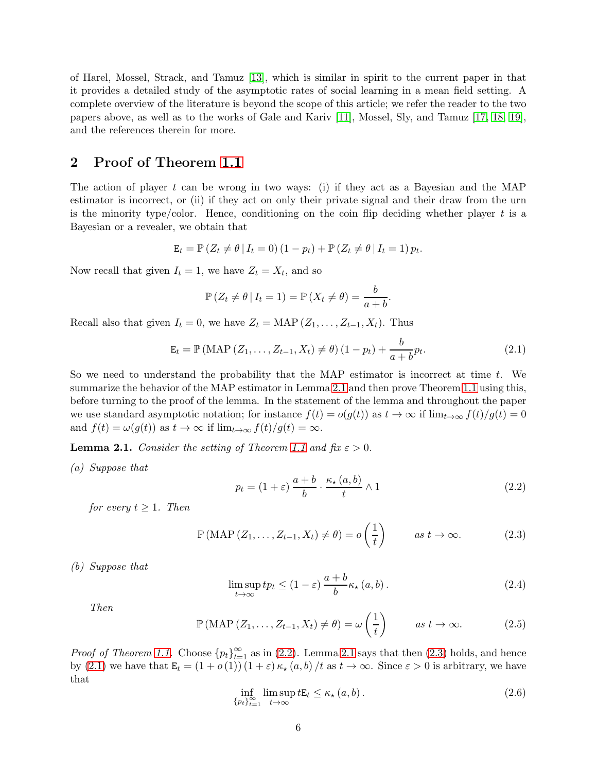of Harel, Mossel, Strack, and Tamuz [13], which is similar in spirit to the current paper in that it provides a detailed study of the asymptotic rates of social learning in a mean field setting. A complete overview of the literature is beyond the scope of this article; we refer the reader to the two papers above, as well as to the works of Gale and Kariv [11], Mossel, Sly, and Tamuz [17, 18, 19], and the references therein for more.

## 2 Proof of Theorem 1.1

The action of player $t$ can be wrong in two ways: (i) if they act as a Bayesian and the MAP estimator is incorrect, or (ii) if they act on only their private signal and their draw from the urn is the minority type/color. Hence, conditioning on the coin flip deciding whether player $t$ is a Bayesian or a revealer, we obtain that

$$\mathtt{E}_t = \mathbb{P}\left(Z_t \neq \theta \,|\, I_t = 0\right)(1 - p_t) + \mathbb{P}\left(Z_t \neq \theta \,|\, I_t = 1\right) p_t.$$

Now recall that given $I_t = 1$, we have $Z_t = X_t$, and so

$$\mathbb{P}\left(Z_t \neq \theta \,|\, I_t = 1\right) = \mathbb{P}\left(X_t \neq \theta\right) = \frac{b}{a+b}.$$

Recall also that given $I_t = 0$, we have $Z_t = \mathrm{MAP}\left(Z_1, \ldots, Z_{t-1}, X_t\right)$. Thus

$$\mathtt{E}_t = \mathbb{P}\left(\mathrm{MAP}\left(Z_1, \ldots, Z_{t-1}, X_t\right) \neq \theta\right)(1 - p_t) + \frac{b}{a+b} p_t. \tag{2.1}$$

So we need to understand the probability that the MAP estimator is incorrect at time $t$. We summarize the behavior of the MAP estimator in Lemma 2.1 and then prove Theorem 1.1 using this, before turning to the proof of the lemma. In the statement of the lemma and throughout the paper we use standard asymptotic notation; for instance $f(t) = o(g(t))$ as $t \to \infty$ if $\lim_{t \to \infty} f(t)/g(t) = 0$ and $f(t) = \omega(g(t))$ as $t \to \infty$ if $\lim_{t\to\infty} f(t)/g(t) = \infty$.

**Lemma 2.1.** *Consider the setting of Theorem 1.1 and fix $\varepsilon > 0$.*

*(a) Suppose that*

$$p_t = (1 + \varepsilon) \frac{a+b}{b} \cdot \frac{\kappa_\star(a,b)}{t} \wedge 1 \tag{2.2}$$

*for every $t \geq 1$. Then*

$$\mathbb{P}\left(\mathrm{MAP}\left(Z_1, \ldots, Z_{t-1}, X_t\right) \neq \theta\right) = o\left(\frac{1}{t}\right) \qquad \text{as } t \to \infty. \tag{2.3}$$

*(b) Suppose that*

$$\limsup_{t\to\infty} t p_t \leq (1 - \varepsilon) \frac{a+b}{b} \kappa_\star(a,b). \tag{2.4}$$

*Then*

$$\mathbb{P}\left(\mathrm{MAP}\left(Z_1, \ldots, Z_{t-1}, X_t\right) \neq \theta\right) = \omega\left(\frac{1}{t}\right) \qquad \text{as } t \to \infty. \tag{2.5}$$

*Proof of Theorem 1.1.* Choose $\{p_t\}_{t=1}^\infty$ as in (2.2). Lemma 2.1 says that then (2.3) holds, and hence by (2.1) we have that $\mathtt{E}_t = (1 + o(1))(1 + \varepsilon)\kappa_\star(a,b)/t$ as $t \to \infty$. Since $\varepsilon > 0$ is arbitrary, we have that

$$\inf_{\{p_t\}_{t=1}^\infty} \limsup_{t\to\infty} t \mathtt{E}_t \leq \kappa_\star(a,b). \tag{2.6}$$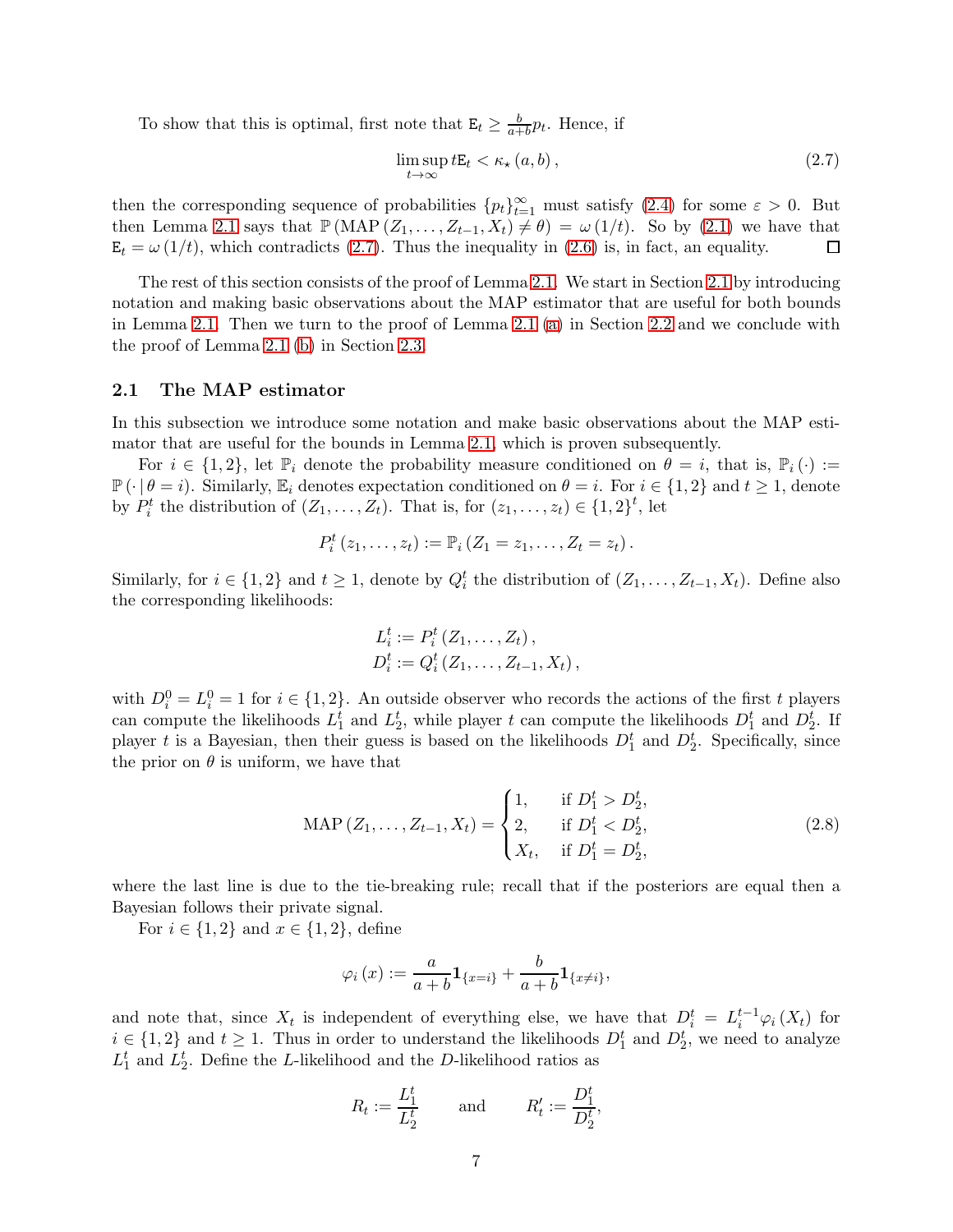To show that this is optimal, first note that $\mathtt{E}_t \geq \frac{b}{a+b} p_t$. Hence, if

$$\limsup_{t \to \infty} t \mathtt{E}_t < \kappa_\star (a, b) , \tag{2.7}$$

then the corresponding sequence of probabilities $\{p_t\}_{t=1}^{\infty}$ must satisfy (2.4) for some $\varepsilon > 0$. But then Lemma 2.1 says that $\mathbb{P}\left(\mathrm{MAP}\left(Z_1, \ldots, Z_{t-1}, X_t\right) \neq \theta\right) = \omega\left(1/t\right)$. So by (2.1) we have that $\mathtt{E}_t = \omega\left(1/t\right)$, which contradicts (2.7). Thus the inequality in (2.6) is, in fact, an equality. $\square$

The rest of this section consists of the proof of Lemma 2.1. We start in Section 2.1 by introducing notation and making basic observations about the MAP estimator that are useful for both bounds in Lemma 2.1. Then we turn to the proof of Lemma 2.1 (a) in Section 2.2 and we conclude with the proof of Lemma 2.1 (b) in Section 2.3.

## 2.1 The MAP estimator

In this subsection we introduce some notation and make basic observations about the MAP estimator that are useful for the bounds in Lemma 2.1, which is proven subsequently.

For $i \in \{1, 2\}$, let $\mathbb{P}_i$ denote the probability measure conditioned on $\theta = i$, that is, $\mathbb{P}_i(\cdot) := \mathbb{P}(\cdot \,|\, \theta = i)$. Similarly, $\mathbb{E}_i$ denotes expectation conditioned on $\theta = i$. For $i \in \{1, 2\}$ and $t \geq 1$, denote by $P_i^t$ the distribution of $(Z_1, \ldots, Z_t)$. That is, for $(z_1, \ldots, z_t) \in \{1, 2\}^t$, let

$$P_i^t\left(z_1, \ldots, z_t\right) := \mathbb{P}_i\left(Z_1 = z_1, \ldots, Z_t = z_t\right).$$

Similarly, for $i \in \{1, 2\}$ and $t \geq 1$, denote by $Q_i^t$ the distribution of $(Z_1, \ldots, Z_{t-1}, X_t)$. Define also the corresponding likelihoods:

$$\begin{aligned} L_i^t &:= P_i^t\left(Z_1, \ldots, Z_t\right), \\ D_i^t &:= Q_i^t\left(Z_1, \ldots, Z_{t-1}, X_t\right), \end{aligned}$$

with $D_i^0 = L_i^0 = 1$ for $i \in \{1, 2\}$. An outside observer who records the actions of the first $t$ players can compute the likelihoods $L_1^t$ and $L_2^t$, while player $t$ can compute the likelihoods $D_1^t$ and $D_2^t$. If player $t$ is a Bayesian, then their guess is based on the likelihoods $D_1^t$ and $D_2^t$. Specifically, since the prior on $\theta$ is uniform, we have that

$$\mathrm{MAP}\left(Z_1, \ldots, Z_{t-1}, X_t\right) = \begin{cases} 1, & \text{if } D_1^t > D_2^t, \\ 2, & \text{if } D_1^t < D_2^t, \\ X_t, & \text{if } D_1^t = D_2^t, \end{cases} \tag{2.8}$$

where the last line is due to the tie-breaking rule; recall that if the posteriors are equal then a Bayesian follows their private signal.

For $i \in \{1, 2\}$ and $x \in \{1, 2\}$, define

$$\varphi_i(x) := \frac{a}{a+b} \mathbf{1}_{\{x = i\}} + \frac{b}{a+b} \mathbf{1}_{\{x \neq i\}},$$

and note that, since $X_t$ is independent of everything else, we have that $D_i^t = L_i^{t-1} \varphi_i(X_t)$ for $i \in \{1, 2\}$ and $t \geq 1$. Thus in order to understand the likelihoods $D_1^t$ and $D_2^t$, we need to analyze $L_1^t$ and $L_2^t$. Define the $L$-likelihood and the $D$-likelihood ratios as

$$R_t := \frac{L_1^t}{L_2^t} \qquad \text{and} \qquad R_t' := \frac{D_1^t}{D_2^t},$$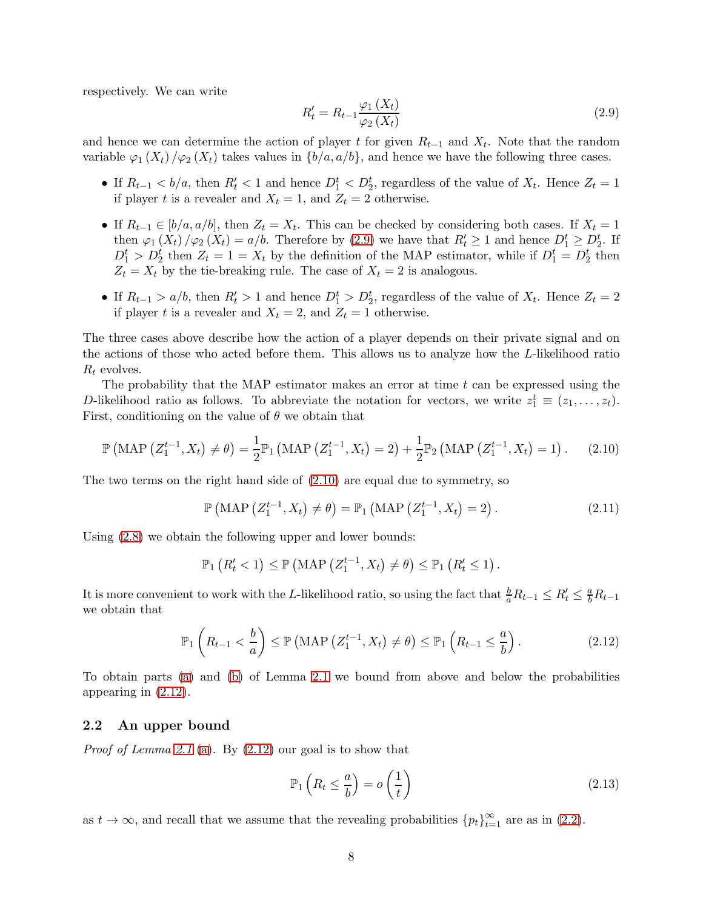respectively. We can write

$$R_t' = R_{t-1} \frac{\varphi_1(X_t)}{\varphi_2(X_t)} \tag{2.9}$$

and hence we can determine the action of player $t$ for given $R_{t-1}$ and $X_t$. Note that the random variable $\varphi_1(X_t)/\varphi_2(X_t)$ takes values in $\{b/a, a/b\}$, and hence we have the following three cases.

- If $R_{t-1} < b/a$, then $R_t' < 1$ and hence $D_1^t < D_2^t$, regardless of the value of $X_t$. Hence $Z_t = 1$ if player $t$ is a revealer and $X_t = 1$, and $Z_t = 2$ otherwise.
- If $R_{t-1} \in [b/a, a/b]$, then $Z_t = X_t$. This can be checked by considering both cases. If $X_t = 1$ then $\varphi_1(X_t)/\varphi_2(X_t) = a/b$. Therefore by (2.9) we have that $R_t' \geq 1$ and hence $D_1^t \geq D_2^t$. If $D_1^t > D_2^t$ then $Z_t = 1 = X_t$ by the definition of the MAP estimator, while if $D_1^t = D_2^t$ then $Z_t = X_t$ by the tie-breaking rule. The case of $X_t = 2$ is analogous.
- If $R_{t-1} > a/b$, then $R_t' > 1$ and hence $D_1^t > D_2^t$, regardless of the value of $X_t$. Hence $Z_t = 2$ if player $t$ is a revealer and $X_t = 2$, and $Z_t = 1$ otherwise.

The three cases above describe how the action of a player depends on their private signal and on the actions of those who acted before them. This allows us to analyze how the $L$-likelihood ratio $R_t$ evolves.

The probability that the MAP estimator makes an error at time $t$ can be expressed using the $D$-likelihood ratio as follows. To abbreviate the notation for vectors, we write $z_1^t \equiv (z_1, \ldots, z_t)$. First, conditioning on the value of $\theta$ we obtain that

$$\mathbb{P}\left(\mathrm{MAP}\left(Z_1^{t-1}, X_t\right) \neq \theta\right) = \frac{1}{2}\mathbb{P}_1\left(\mathrm{MAP}\left(Z_1^{t-1}, X_t\right) = 2\right) + \frac{1}{2}\mathbb{P}_2\left(\mathrm{MAP}\left(Z_1^{t-1}, X_t\right) = 1\right). \tag{2.10}$$

The two terms on the right hand side of (2.10) are equal due to symmetry, so

$$\mathbb{P}\left(\mathrm{MAP}\left(Z_1^{t-1}, X_t\right) \neq \theta\right) = \mathbb{P}_1\left(\mathrm{MAP}\left(Z_1^{t-1}, X_t\right) = 2\right). \tag{2.11}$$

Using (2.8) we obtain the following upper and lower bounds:

$$\mathbb{P}_1\left(R_t' < 1\right) \leq \mathbb{P}\left(\mathrm{MAP}\left(Z_1^{t-1}, X_t\right) \neq \theta\right) \leq \mathbb{P}_1\left(R_t' \leq 1\right).$$

It is more convenient to work with the $L$-likelihood ratio, so using the fact that $\frac{b}{a} R_{t-1} \leq R_t' \leq \frac{a}{b} R_{t-1}$ we obtain that

$$\mathbb{P}_1\left(R_{t-1} < \frac{b}{a}\right) \leq \mathbb{P}\left(\mathrm{MAP}\left(Z_1^{t-1}, X_t\right) \neq \theta\right) \leq \mathbb{P}_1\left(R_{t-1} \leq \frac{a}{b}\right). \tag{2.12}$$

To obtain parts (a) and (b) of Lemma 2.1 we bound from above and below the probabilities appearing in (2.12).

## 2.2 An upper bound

*Proof of Lemma 2.1 (a).* By (2.12) our goal is to show that

$$\mathbb{P}_1\left(R_t \leq \frac{a}{b}\right) = o\left(\frac{1}{t}\right) \tag{2.13}$$

as $t \to \infty$, and recall that we assume that the revealing probabilities $\{p_t\}_{t=1}^\infty$ are as in (2.2).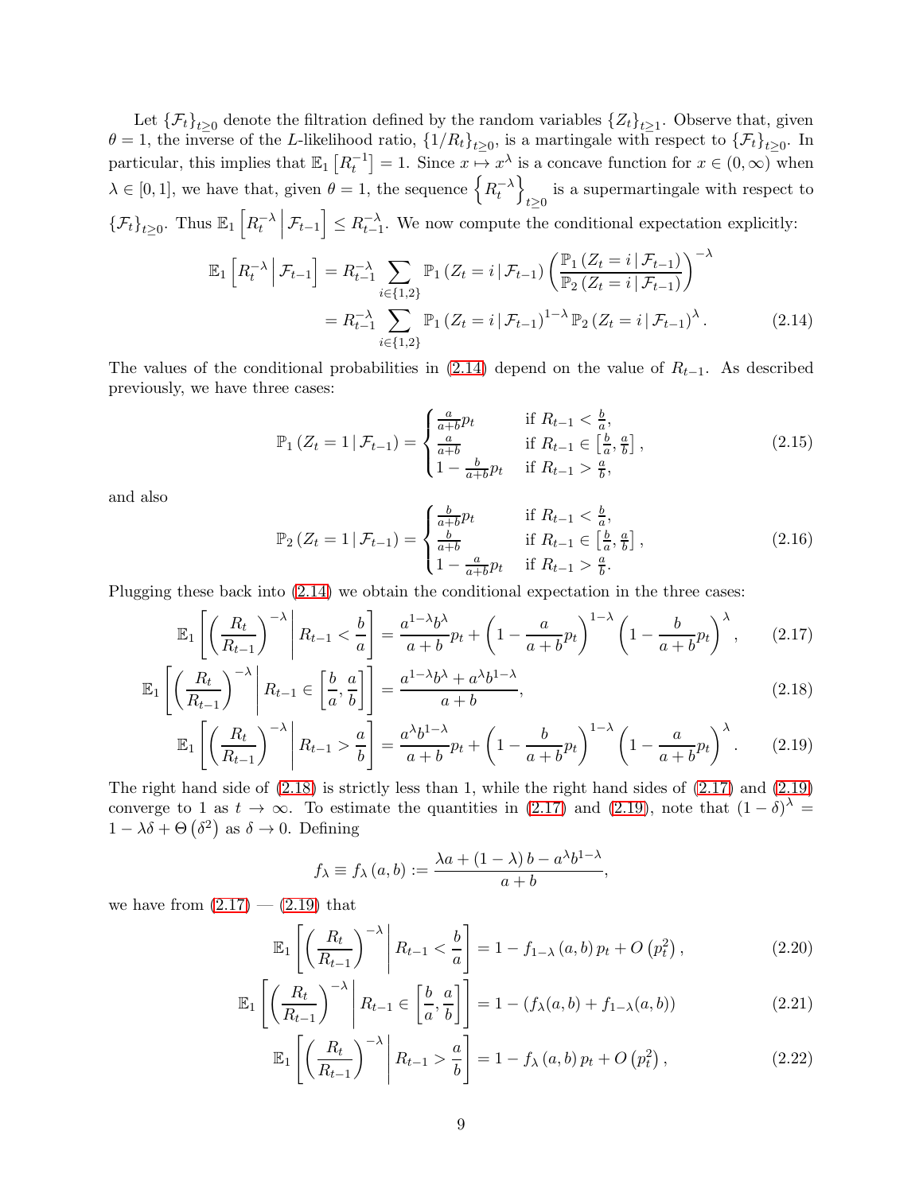Let $\{\mathcal{F}_t\}_{t\geq 0}$ denote the filtration defined by the random variables $\{Z_t\}_{t\geq 1}$. Observe that, given $\theta = 1$, the inverse of the $L$-likelihood ratio, $\{1/R_t\}_{t\geq 0}$, is a martingale with respect to $\{\mathcal{F}_t\}_{t\geq 0}$. In particular, this implies that $\mathbb{E}_1\left[R_t^{-1}\right] = 1$. Since $x \mapsto x^\lambda$ is a concave function for $x \in (0,\infty)$ when $\lambda \in [0,1]$, we have that, given $\theta = 1$, the sequence $\left\{R_t^{-\lambda}\right\}_{t\geq 0}$ is a supermartingale with respect to $\{\mathcal{F}_t\}_{t\geq 0}$. Thus $\mathbb{E}_1\left[R_t^{-\lambda}\,\middle|\,\mathcal{F}_{t-1}\right] \leq R_{t-1}^{-\lambda}$. We now compute the conditional expectation explicitly:

$$
\begin{aligned}
\mathbb{E}_1\left[R_t^{-\lambda}\,\middle|\,\mathcal{F}_{t-1}\right] &= R_{t-1}^{-\lambda}\sum_{i\in\{1,2\}}\mathbb{P}_1\left(Z_t = i\,|\,\mathcal{F}_{t-1}\right)\left(\frac{\mathbb{P}_1\left(Z_t = i\,|\,\mathcal{F}_{t-1}\right)}{\mathbb{P}_2\left(Z_t = i\,|\,\mathcal{F}_{t-1}\right)}\right)^{-\lambda} \\
&= R_{t-1}^{-\lambda}\sum_{i\in\{1,2\}}\mathbb{P}_1\left(Z_t = i\,|\,\mathcal{F}_{t-1}\right)^{1-\lambda}\mathbb{P}_2\left(Z_t = i\,|\,\mathcal{F}_{t-1}\right)^{\lambda}. \qquad (2.14)
\end{aligned}
$$

The values of the conditional probabilities in (2.14) depend on the value of $R_{t-1}$. As described previously, we have three cases:

$$
\mathbb{P}_1\left(Z_t = 1\,|\,\mathcal{F}_{t-1}\right) = \begin{cases} \frac{a}{a+b}p_t & \text{if } R_{t-1} < \frac{b}{a}, \\ \frac{a}{a+b} & \text{if } R_{t-1} \in \left[\frac{b}{a},\frac{a}{b}\right], \\ 1 - \frac{b}{a+b}p_t & \text{if } R_{t-1} > \frac{a}{b}, \end{cases} \qquad (2.15)
$$

and also

$$
\mathbb{P}_2\left(Z_t = 1\,|\,\mathcal{F}_{t-1}\right) = \begin{cases} \frac{b}{a+b}p_t & \text{if } R_{t-1} < \frac{b}{a}, \\ \frac{b}{a+b} & \text{if } R_{t-1} \in \left[\frac{b}{a},\frac{a}{b}\right], \\ 1 - \frac{a}{a+b}p_t & \text{if } R_{t-1} > \frac{a}{b}. \end{cases} \qquad (2.16)
$$

Plugging these back into (2.14) we obtain the conditional expectation in the three cases:

$$
\mathbb{E}_1\left[\left(\frac{R_t}{R_{t-1}}\right)^{-\lambda}\,\middle|\,R_{t-1} < \frac{b}{a}\right] = \frac{a^{1-\lambda}b^\lambda}{a+b}p_t + \left(1 - \frac{a}{a+b}p_t\right)^{1-\lambda}\left(1-\frac{b}{a+b}p_t\right)^\lambda, \qquad (2.17)
$$

$$
\mathbb{E}_1\left[\left(\frac{R_t}{R_{t-1}}\right)^{-\lambda}\,\middle|\,R_{t-1} \in \left[\frac{b}{a},\frac{a}{b}\right]\right] = \frac{a^{1-\lambda}b^\lambda + a^\lambda b^{1-\lambda}}{a+b}, \qquad (2.18)
$$

$$
\mathbb{E}_1\left[\left(\frac{R_t}{R_{t-1}}\right)^{-\lambda}\,\middle|\,R_{t-1} > \frac{a}{b}\right] = \frac{a^{\lambda}b^{1-\lambda}}{a+b}p_t + \left(1 - \frac{b}{a+b}p_t\right)^{1-\lambda}\left(1-\frac{a}{a+b}p_t\right)^\lambda. \qquad (2.19)
$$

The right hand side of (2.18) is strictly less than 1, while the right hand sides of (2.17) and (2.19) converge to 1 as $t \to \infty$. To estimate the quantities in (2.17) and (2.19), note that $(1-\delta)^\lambda = 1 - \lambda\delta + \Theta\left(\delta^2\right)$ as $\delta \to 0$. Defining

$$
f_\lambda \equiv f_\lambda\left(a,b\right) := \frac{\lambda a + \left(1-\lambda\right)b - a^\lambda b^{1-\lambda}}{a+b},
$$

we have from (2.17) — (2.19) that

$$
\mathbb{E}_1\left[\left(\frac{R_t}{R_{t-1}}\right)^{-\lambda}\,\middle|\,R_{t-1} < \frac{b}{a}\right] = 1 - f_{1-\lambda}\left(a,b\right)p_t + O\left(p_t^2\right), \qquad (2.20)
$$

$$
\mathbb{E}_1\left[\left(\frac{R_t}{R_{t-1}}\right)^{-\lambda}\,\middle|\,R_{t-1} \in \left[\frac{b}{a},\frac{a}{b}\right]\right] = 1 - \left(f_\lambda(a,b) + f_{1-\lambda}(a,b)\right) \qquad (2.21)
$$

$$
\mathbb{E}_1\left[\left(\frac{R_t}{R_{t-1}}\right)^{-\lambda}\,\middle|\,R_{t-1} > \frac{a}{b}\right] = 1 - f_{\lambda}\left(a,b\right)p_t + O\left(p_t^2\right), \qquad (2.22)
$$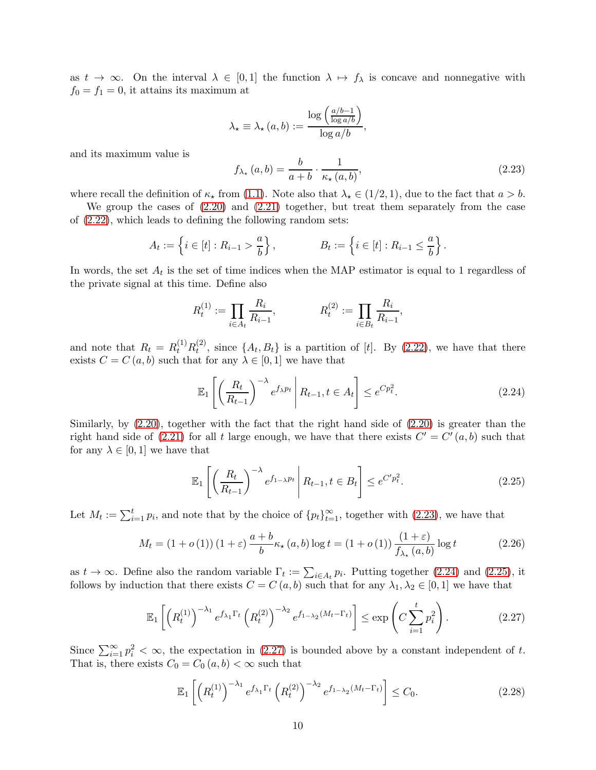as $t \to \infty$. On the interval $\lambda \in [0,1]$ the function $\lambda \mapsto f_\lambda$ is concave and nonnegative with $f_0 = f_1 = 0$, it attains its maximum at

$$\lambda_\star \equiv \lambda_\star(a,b) := \frac{\log\left(\frac{a/b-1}{\log a/b}\right)}{\log a/b},$$

and its maximum value is

$$f_{\lambda_\star}(a,b) = \frac{b}{a+b} \cdot \frac{1}{\kappa_\star(a,b)}, \tag{2.23}$$

where recall the definition of $\kappa_\star$ from (1.1). Note also that $\lambda_\star \in (1/2, 1)$, due to the fact that $a > b$.

We group the cases of (2.20) and (2.21) together, but treat them separately from the case of (2.22), which leads to defining the following random sets:

$$A_t := \left\{ i \in [t] : R_{i-1} > \frac{a}{b} \right\}, \qquad B_t := \left\{ i \in [t] : R_{i-1} \leq \frac{a}{b} \right\}.$$

In words, the set $A_t$ is the set of time indices when the MAP estimator is equal to 1 regardless of the private signal at this time. Define also

$$R_t^{(1)} := \prod_{i \in A_t} \frac{R_i}{R_{i-1}}, \qquad R_t^{(2)} := \prod_{i \in B_t} \frac{R_i}{R_{i-1}},$$

and note that $R_t = R_t^{(1)} R_t^{(2)}$, since $\{A_t, B_t\}$ is a partition of $[t]$. By (2.22), we have that there exists $C = C(a,b)$ such that for any $\lambda \in [0,1]$ we have that

$$\mathbb{E}_1 \left[ \left( \frac{R_t}{R_{t-1}} \right)^{-\lambda} e^{f_\lambda p_t} \,\middle|\, R_{t-1}, t \in A_t \right] \leq e^{C p_t^2}. \tag{2.24}$$

Similarly, by (2.20), together with the fact that the right hand side of (2.20) is greater than the right hand side of (2.21) for all $t$ large enough, we have that there exists $C' = C'(a,b)$ such that for any $\lambda \in [0,1]$ we have that

$$\mathbb{E}_1 \left[ \left( \frac{R_t}{R_{t-1}} \right)^{-\lambda} e^{f_{1-\lambda} p_t} \,\middle|\, R_{t-1}, t \in B_t \right] \leq e^{C' p_t^2}. \tag{2.25}$$

Let $M_t := \sum_{i=1}^t p_i$, and note that by the choice of $\{p_t\}_{t=1}^\infty$, together with (2.23), we have that

$$M_t = (1 + o(1))(1+\varepsilon) \frac{a+b}{b} \kappa_\star(a,b) \log t = (1 + o(1)) \frac{(1+\varepsilon)}{f_{\lambda_\star}(a,b)} \log t \tag{2.26}$$

as $t \to \infty$. Define also the random variable $\Gamma_t := \sum_{i \in A_t} p_i$. Putting together (2.24) and (2.25), it follows by induction that there exists $C = C(a,b)$ such that for any $\lambda_1, \lambda_2 \in [0,1]$ we have that

$$\mathbb{E}_1 \left[ \left( R_t^{(1)} \right)^{-\lambda_1} e^{f_{\lambda_1} \Gamma_t} \left( R_t^{(2)} \right)^{-\lambda_2} e^{f_{1-\lambda_2}(M_t - \Gamma_t)} \right] \leq \exp\left( C \sum_{i=1}^t p_i^2 \right). \tag{2.27}$$

Since $\sum_{i=1}^\infty p_i^2 < \infty$, the expectation in (2.27) is bounded above by a constant independent of $t$. That is, there exists $C_0 = C_0(a,b) < \infty$ such that

$$\mathbb{E}_1 \left[ \left( R_t^{(1)} \right)^{-\lambda_1} e^{f_{\lambda_1} \Gamma_t} \left( R_t^{(2)} \right)^{-\lambda_2} e^{f_{1-\lambda_2}(M_t - \Gamma_t)} \right] \leq C_0. \tag{2.28}$$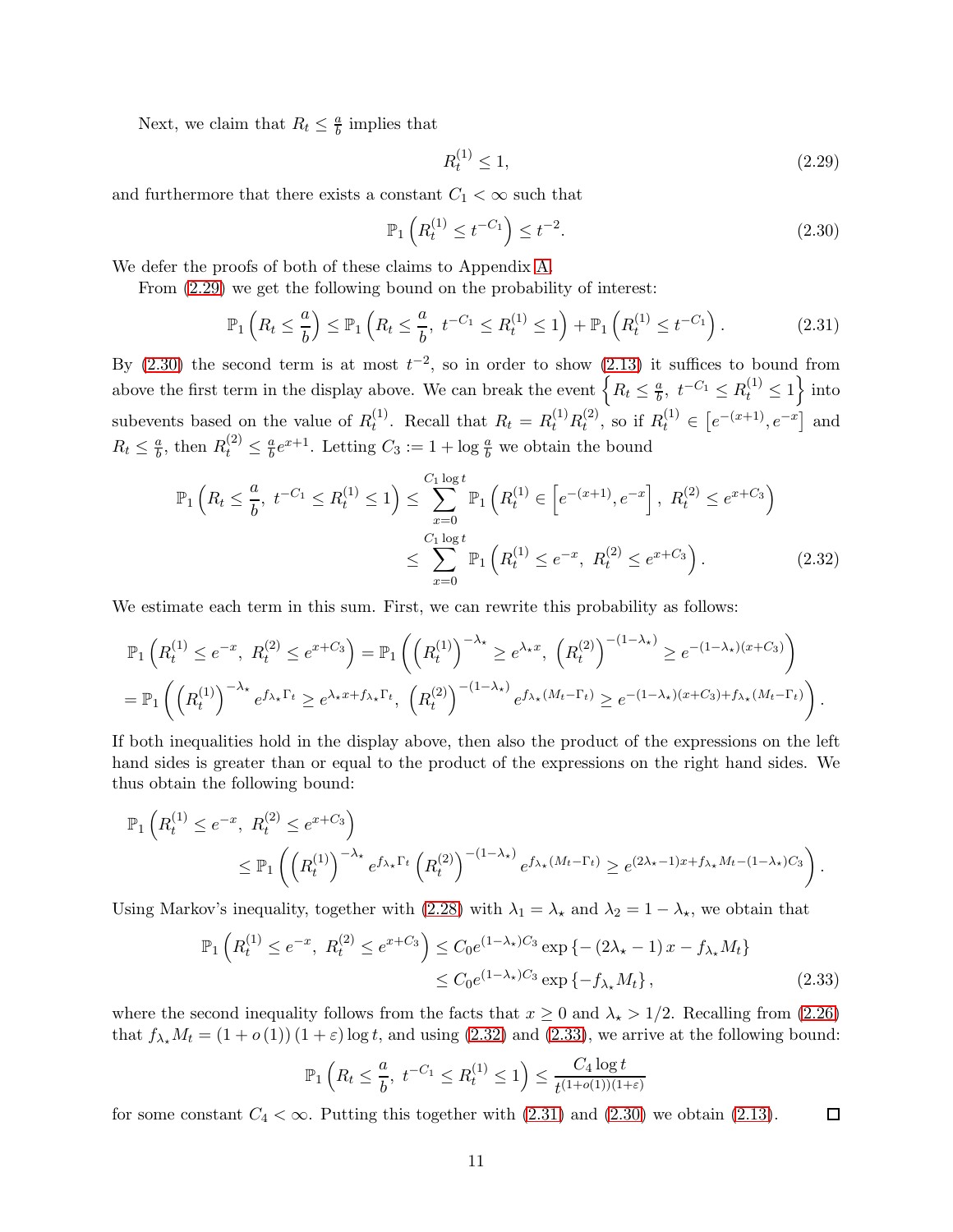Next, we claim that $R_t \leq \frac{a}{b}$ implies that

$$R_t^{(1)} \leq 1, \tag{2.29}$$

and furthermore that there exists a constant $C_1 < \infty$ such that

$$\mathbb{P}_1\left(R_t^{(1)} \leq t^{-C_1}\right) \leq t^{-2}. \tag{2.30}$$

We defer the proofs of both of these claims to Appendix A.

From (2.29) we get the following bound on the probability of interest:

$$\mathbb{P}_1\left(R_t \leq \frac{a}{b}\right) \leq \mathbb{P}_1\left(R_t \leq \frac{a}{b},\ t^{-C_1} \leq R_t^{(1)} \leq 1\right) + \mathbb{P}_1\left(R_t^{(1)} \leq t^{-C_1}\right). \tag{2.31}$$

By (2.30) the second term is at most $t^{-2}$, so in order to show (2.13) it suffices to bound from above the first term in the display above. We can break the event $\left\{R_t \leq \frac{a}{b},\ t^{-C_1} \leq R_t^{(1)} \leq 1\right\}$ into subevents based on the value of $R_t^{(1)}$. Recall that $R_t = R_t^{(1)} R_t^{(2)}$, so if $R_t^{(1)} \in \left[e^{-(x+1)}, e^{-x}\right]$ and $R_t \leq \frac{a}{b}$, then $R_t^{(2)} \leq \frac{a}{b} e^{x+1}$. Letting $C_3 := 1 + \log \frac{a}{b}$ we obtain the bound

$$\begin{aligned}
\mathbb{P}_1\left(R_t \leq \frac{a}{b},\ t^{-C_1} \leq R_t^{(1)} \leq 1\right) &\leq \sum_{x=0}^{C_1 \log t} \mathbb{P}_1\left(R_t^{(1)} \in \left[e^{-(x+1)}, e^{-x}\right],\ R_t^{(2)} \leq e^{x+C_3}\right) \\
&\leq \sum_{x=0}^{C_1 \log t} \mathbb{P}_1\left(R_t^{(1)} \leq e^{-x},\ R_t^{(2)} \leq e^{x+C_3}\right).
\end{aligned} \tag{2.32}$$

We estimate each term in this sum. First, we can rewrite this probability as follows:

$$\begin{aligned}
&\mathbb{P}_1\left(R_t^{(1)} \leq e^{-x},\ R_t^{(2)} \leq e^{x+C_3}\right) = \mathbb{P}_1\left(\left(R_t^{(1)}\right)^{-\lambda_\star} \geq e^{\lambda_\star x},\ \left(R_t^{(2)}\right)^{-(1-\lambda_\star)} \geq e^{-(1-\lambda_\star)(x+C_3)}\right) \\
&= \mathbb{P}_1\left(\left(R_t^{(1)}\right)^{-\lambda_\star} e^{f_{\lambda_\star}\Gamma_t} \geq e^{\lambda_\star x + f_{\lambda_\star}\Gamma_t},\ \left(R_t^{(2)}\right)^{-(1-\lambda_\star)} e^{f_{\lambda_\star}(M_t - \Gamma_t)} \geq e^{-(1-\lambda_\star)(x+C_3) + f_{\lambda_\star}(M_t-\Gamma_t)}\right).
\end{aligned}$$

If both inequalities hold in the display above, then also the product of the expressions on the left hand sides is greater than or equal to the product of the expressions on the right hand sides. We thus obtain the following bound:

$$\begin{aligned}
&\mathbb{P}_1\left(R_t^{(1)} \leq e^{-x},\ R_t^{(2)} \leq e^{x+C_3}\right) \\
&\qquad\leq \mathbb{P}_1\left(\left(R_t^{(1)}\right)^{-\lambda_\star} e^{f_{\lambda_\star}\Gamma_t} \left(R_t^{(2)}\right)^{-(1-\lambda_\star)} e^{f_{\lambda_\star}(M_t-\Gamma_t)} \geq e^{(2\lambda_\star - 1)x + f_{\lambda_\star} M_t - (1-\lambda_\star)C_3}\right).
\end{aligned}$$

Using Markov's inequality, together with (2.28) with $\lambda_1 = \lambda_\star$ and $\lambda_2 = 1 - \lambda_\star$, we obtain that

$$\begin{aligned}
\mathbb{P}_1\left(R_t^{(1)} \leq e^{-x},\ R_t^{(2)} \leq e^{x+C_3}\right) &\leq C_0 e^{(1-\lambda_\star)C_3} \exp\left\{-\left(2\lambda_\star - 1\right)x - f_{\lambda_\star} M_t\right\} \\
&\leq C_0 e^{(1-\lambda_\star)C_3} \exp\left\{-f_{\lambda_\star} M_t\right\},
\end{aligned} \tag{2.33}$$

where the second inequality follows from the facts that $x \geq 0$ and $\lambda_\star > 1/2$. Recalling from (2.26) that $f_{\lambda_\star} M_t = (1 + o(1))(1+\varepsilon)\log t$, and using (2.32) and (2.33), we arrive at the following bound:

$$\mathbb{P}_1\left(R_t \leq \frac{a}{b},\ t^{-C_1} \leq R_t^{(1)} \leq 1\right) \leq \frac{C_4 \log t}{t^{(1+o(1))(1+\varepsilon)}}$$

for some constant $C_4 < \infty$. Putting this together with (2.31) and (2.30) we obtain (2.13). $\square$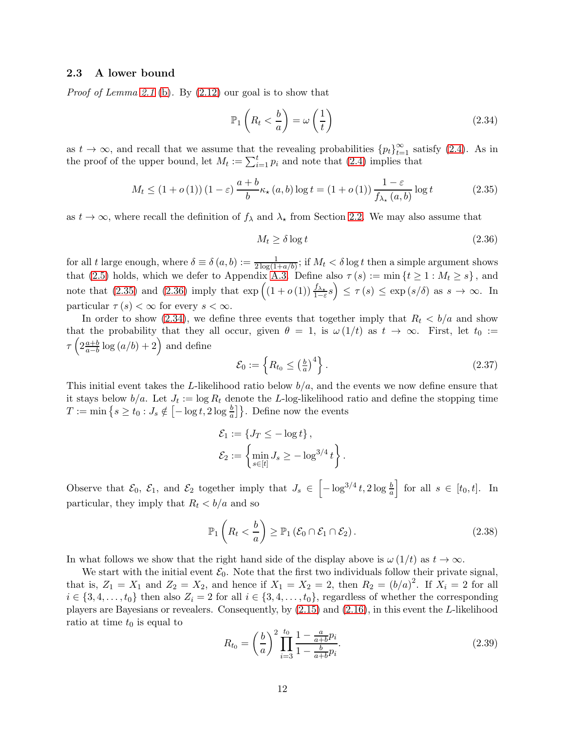### 2.3 A lower bound

*Proof of Lemma 2.1 (b).* By (2.12) our goal is to show that

$$\mathbb{P}_1\left(R_t < \frac{b}{a}\right) = \omega\left(\frac{1}{t}\right) \tag{2.34}$$

as $t \to \infty$, and recall that we assume that the revealing probabilities $\{p_t\}_{t=1}^{\infty}$ satisfy (2.4). As in the proof of the upper bound, let $M_t := \sum_{i=1}^{t} p_i$ and note that (2.4) implies that

$$M_t \leq (1 + o(1))(1 - \varepsilon)\frac{a+b}{b}\kappa_\star(a,b)\log t = (1 + o(1))\frac{1-\varepsilon}{f_{\lambda_\star}(a,b)}\log t \tag{2.35}$$

as $t \to \infty$, where recall the definition of $f_\lambda$ and $\lambda_\star$ from Section 2.2. We may also assume that

$$M_t \geq \delta \log t \tag{2.36}$$

for all $t$ large enough, where $\delta \equiv \delta(a,b) := \frac{1}{2\log(1+a/b)}$; if $M_t < \delta \log t$ then a simple argument shows that (2.5) holds, which we defer to Appendix A.3. Define also $\tau(s) := \min\{t \geq 1 : M_t \geq s\}$, and note that (2.35) and (2.36) imply that $\exp\left((1+o(1))\frac{f_{\lambda_\star}}{1-\varepsilon}s\right) \leq \tau(s) \leq \exp(s/\delta)$ as $s \to \infty$. In particular $\tau(s) < \infty$ for every $s < \infty$.

In order to show (2.34), we define three events that together imply that $R_t < b/a$ and show that the probability that they all occur, given $\theta = 1$, is $\omega(1/t)$ as $t \to \infty$. First, let $t_0 := \tau\left(2\frac{a+b}{a-b}\log(a/b) + 2\right)$ and define

$$\mathcal{E}_0 := \left\{R_{t_0} \leq \left(\tfrac{b}{a}\right)^4\right\}. \tag{2.37}$$

This initial event takes the $L$-likelihood ratio below $b/a$, and the events we now define ensure that it stays below $b/a$. Let $J_t := \log R_t$ denote the $L$-log-likelihood ratio and define the stopping time $T := \min\left\{s \geq t_0 : J_s \notin \left[-\log t, 2\log\frac{b}{a}\right]\right\}$. Define now the events

$$\mathcal{E}_1 := \{J_T \leq -\log t\},$$
$$\mathcal{E}_2 := \left\{\min_{s \in [t]} J_s \geq -\log^{3/4} t\right\}.$$

Observe that $\mathcal{E}_0$, $\mathcal{E}_1$, and $\mathcal{E}_2$ together imply that $J_s \in \left[-\log^{3/4} t, 2\log\frac{b}{a}\right]$ for all $s \in [t_0, t]$. In particular, they imply $R_t < b/a$ and so

$$\mathbb{P}_1\left(R_t < \frac{b}{a}\right) \geq \mathbb{P}_1\left(\mathcal{E}_0 \cap \mathcal{E}_1 \cap \mathcal{E}_2\right). \tag{2.38}$$

In what follows we show that the right hand side of the display above is $\omega(1/t)$ as $t \to \infty$.

We start with the initial event $\mathcal{E}_0$. Note that the first two individuals follow their private signal, that is, $Z_1 = X_1$ and $Z_2 = X_2$, and hence if $X_1 = X_2 = 2$, then $R_2 = (b/a)^2$. If $X_i = 2$ for all $i \in \{3, 4, \ldots, t_0\}$ then also $Z_i = 2$ for all $i \in \{3, 4, \ldots, t_0\}$, regardless of whether the corresponding players are Bayesians or revealers. Consequently, by (2.15) and (2.16), in this event the $L$-likelihood ratio at time $t_0$ is equal to

$$R_{t_0} = \left(\frac{b}{a}\right)^2 \prod_{i=3}^{t_0} \frac{1 - \frac{a}{a+b}p_i}{1 - \frac{b}{a+b}p_i}. \tag{2.39}$$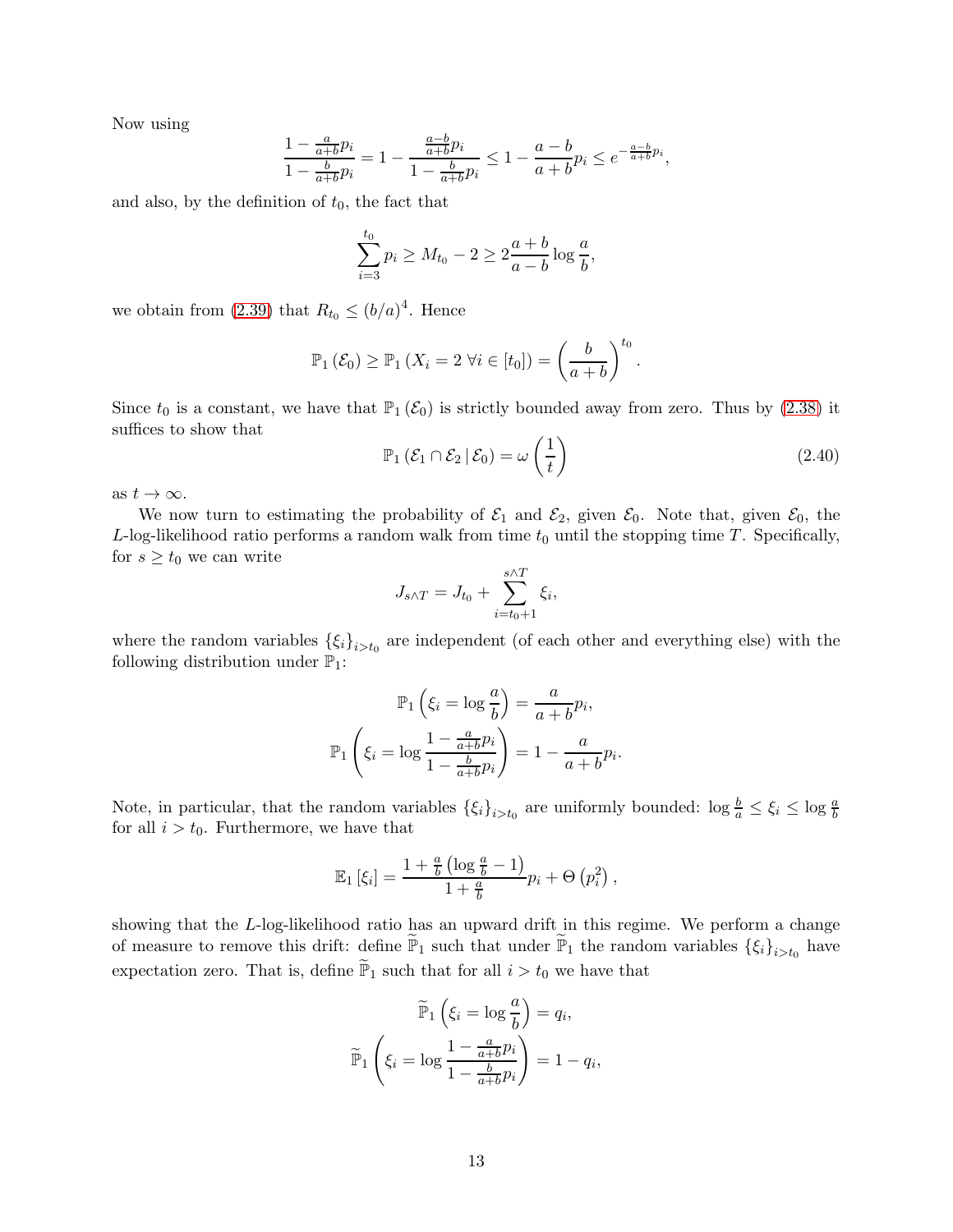Now using

$$\frac{1 - \frac{a}{a+b}p_i}{1 - \frac{b}{a+b}p_i} = 1 - \frac{\frac{a-b}{a+b}p_i}{1 - \frac{b}{a+b}p_i} \leq 1 - \frac{a-b}{a+b}p_i \leq e^{-\frac{a-b}{a+b}p_i},$$

and also, by the definition of $t_0$, the fact that

$$\sum_{i=3}^{t_0} p_i \geq M_{t_0} - 2 \geq 2\frac{a+b}{a-b}\log\frac{a}{b},$$

we obtain from (2.39) that $R_{t_0} \leq (b/a)^4$. Hence

$$\mathbb{P}_1(\mathcal{E}_0) \geq \mathbb{P}_1(X_i = 2 \ \forall i \in [t_0]) = \left(\frac{b}{a+b}\right)^{t_0}.$$

Since $t_0$ is a constant, we have that $\mathbb{P}_1(\mathcal{E}_0)$ is strictly bounded away from zero. Thus by (2.38) it suffices to show that

$$\mathbb{P}_1(\mathcal{E}_1 \cap \mathcal{E}_2 \,|\, \mathcal{E}_0) = \omega\left(\frac{1}{t}\right) \tag{2.40}$$

as $t \to \infty$.

We now turn to estimating the probability of $\mathcal{E}_1$ and $\mathcal{E}_2$, given $\mathcal{E}_0$. Note that, given $\mathcal{E}_0$, the $L$-log-likelihood ratio performs a random walk from time $t_0$ until the stopping time $T$. Specifically, for $s \geq t_0$ we can write

$$J_{s \wedge T} = J_{t_0} + \sum_{i=t_0+1}^{s \wedge T} \xi_i,$$

where the random variables $\{\xi_i\}_{i > t_0}$ are independent (of each other and everything else) with the following distribution under $\mathbb{P}_1$:

$$\mathbb{P}_1\left(\xi_i = \log\frac{a}{b}\right) = \frac{a}{a+b}p_i,$$

$$\mathbb{P}_1\left(\xi_i = \log\frac{1 - \frac{a}{a+b}p_i}{1 - \frac{b}{a+b}p_i}\right) = 1 - \frac{a}{a+b}p_i.$$

Note, in particular, that the random variables $\{\xi_i\}_{i > t_0}$ are uniformly bounded: $\log\frac{b}{a} \leq \xi_i \leq \log\frac{a}{b}$ for all $i > t_0$. Furthermore, we have that

$$\mathbb{E}_1[\xi_i] = \frac{1 + \frac{a}{b}\left(\log\frac{a}{b} - 1\right)}{1 + \frac{a}{b}}p_i + \Theta\left(p_i^2\right),$$

showing that the $L$-log-likelihood ratio has an upward drift in this regime. We perform a change of measure to remove this drift: define $\widetilde{\mathbb{P}}_1$ such that under $\widetilde{\mathbb{P}}_1$ the random variables $\{\xi_i\}_{i > t_0}$ have expectation zero. That is, define $\widetilde{\mathbb{P}}_1$ such that for all $i > t_0$ we have that

$$\widetilde{\mathbb{P}}_1\left(\xi_i = \log\frac{a}{b}\right) = q_i,$$

$$\widetilde{\mathbb{P}}_1\left(\xi_i = \log\frac{1 - \frac{a}{a+b}p_i}{1 - \frac{b}{a+b}p_i}\right) = 1 - q_i,$$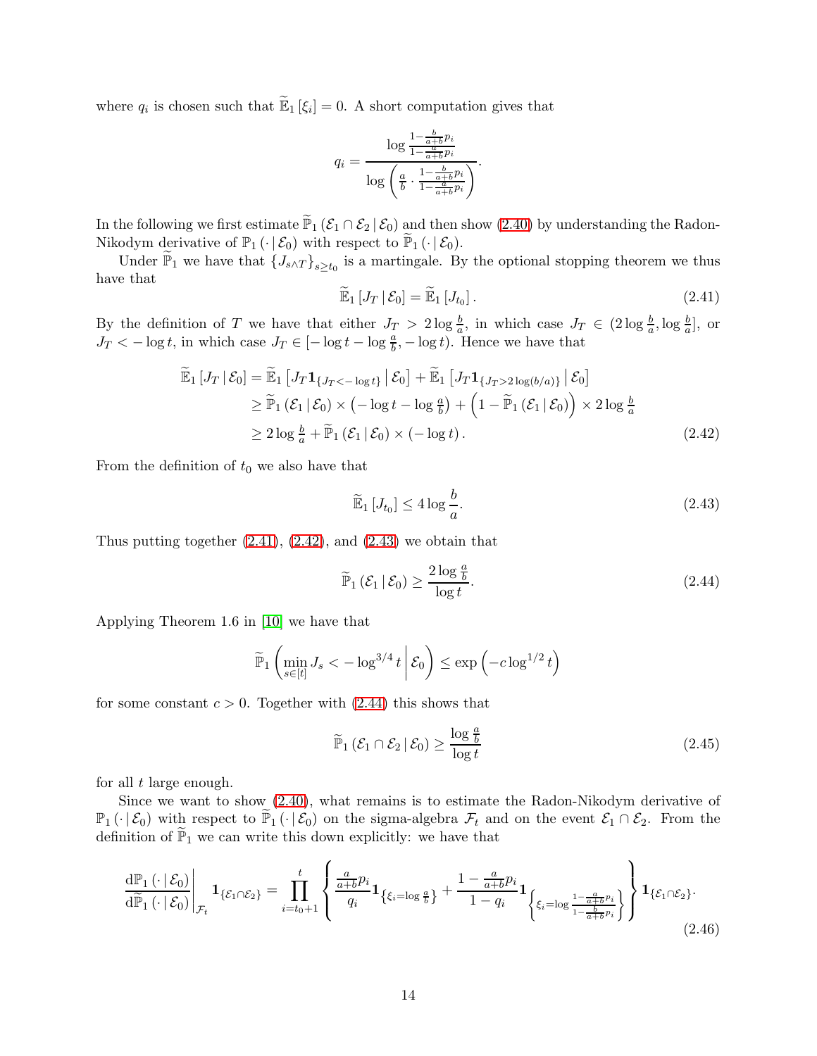where $q_i$ is chosen such that $\widetilde{\mathbb{E}}_1[\xi_i] = 0$. A short computation gives that

$$q_i = \frac{\log \frac{1-\frac{b}{a+b}p_i}{1-\frac{a}{a+b}p_i}}{\log\left(\frac{a}{b} \cdot \frac{1-\frac{b}{a+b}p_i}{1-\frac{a}{a+b}p_i}\right)}.$$

In the following we first estimate $\widetilde{\mathbb{P}}_1(\mathcal{E}_1 \cap \mathcal{E}_2 \,|\, \mathcal{E}_0)$ and then show (2.40) by understanding the Radon-Nikodym derivative of $\mathbb{P}_1(\cdot \,|\, \mathcal{E}_0)$ with respect to $\widetilde{\mathbb{P}}_1(\cdot \,|\, \mathcal{E}_0)$.

Under $\widetilde{\mathbb{P}}_1$ we have that $\{J_{s\wedge T}\}_{s\geq t_0}$ is a martingale. By the optional stopping theorem we thus have that

$$\widetilde{\mathbb{E}}_1[J_T \,|\, \mathcal{E}_0] = \widetilde{\mathbb{E}}_1[J_{t_0}]. \tag{2.41}$$

By the definition of $T$ we have that either $J_T > 2\log\frac{b}{a}$, in which case $J_T \in (2\log\frac{b}{a}, \log\frac{b}{a}]$, or $J_T < -\log t$, in which case $J_T \in [-\log t - \log\frac{a}{b}, -\log t)$. Hence we have that

$$\begin{aligned}
\widetilde{\mathbb{E}}_1[J_T \,|\, \mathcal{E}_0] &= \widetilde{\mathbb{E}}_1\left[J_T \mathbf{1}_{\{J_T < -\log t\}} \,\middle|\, \mathcal{E}_0\right] + \widetilde{\mathbb{E}}_1\left[J_T \mathbf{1}_{\{J_T > 2\log(b/a)\}} \,\middle|\, \mathcal{E}_0\right] \\
&\geq \widetilde{\mathbb{P}}_1(\mathcal{E}_1 \,|\, \mathcal{E}_0) \times \left(-\log t - \log\tfrac{a}{b}\right) + \left(1 - \widetilde{\mathbb{P}}_1(\mathcal{E}_1 \,|\, \mathcal{E}_0)\right) \times 2\log\tfrac{b}{a} \\
&\geq 2\log\tfrac{b}{a} + \widetilde{\mathbb{P}}_1(\mathcal{E}_1 \,|\, \mathcal{E}_0) \times (-\log t).
\end{aligned} \tag{2.42}$$

From the definition of $t_0$ we also have that

$$\widetilde{\mathbb{E}}_1[J_{t_0}] \leq 4\log\frac{b}{a}. \tag{2.43}$$

Thus putting together (2.41), (2.42), and (2.43) we obtain that

$$\widetilde{\mathbb{P}}_1(\mathcal{E}_1 \,|\, \mathcal{E}_0) \geq \frac{2\log\frac{a}{b}}{\log t}. \tag{2.44}$$

Applying Theorem 1.6 in [10] we have that

$$\widetilde{\mathbb{P}}_1\left(\min_{s\in[t]} J_s < -\log^{3/4} t \,\middle|\, \mathcal{E}_0\right) \leq \exp\left(-c\log^{1/2} t\right)$$

for some constant $c > 0$. Together with (2.44) this shows that

$$\widetilde{\mathbb{P}}_1(\mathcal{E}_1 \cap \mathcal{E}_2 \,|\, \mathcal{E}_0) \geq \frac{\log\frac{a}{b}}{\log t} \tag{2.45}$$

for all $t$ large enough.

Since we want to show (2.40), what remains is to estimate the Radon-Nikodym derivative of $\mathbb{P}_1(\cdot \,|\, \mathcal{E}_0)$ with respect to $\widetilde{\mathbb{P}}_1(\cdot \,|\, \mathcal{E}_0)$ on the sigma-algebra $\mathcal{F}_t$ and on the event $\mathcal{E}_1 \cap \mathcal{E}_2$. From the definition of $\widetilde{\mathbb{P}}_1$ we can write this down explicitly: we have that

$$\left.\frac{\mathrm{d}\mathbb{P}_1(\cdot \,|\, \mathcal{E}_0)}{\mathrm{d}\widetilde{\mathbb{P}}_1(\cdot \,|\, \mathcal{E}_0)}\right|_{\mathcal{F}_t} \mathbf{1}_{\{\mathcal{E}_1\cap\mathcal{E}_2\}} = \prod_{i=t_0+1}^{t} \left\{ \frac{\frac{a}{a+b}p_i}{q_i} \mathbf{1}_{\left\{\xi_i = \log\frac{a}{b}\right\}} + \frac{1-\frac{a}{a+b}p_i}{1-q_i} \mathbf{1}_{\left\{\xi_i = \log\frac{1-\frac{a}{a+b}p_i}{1-\frac{b}{a+b}p_i}\right\}} \right\} \mathbf{1}_{\{\mathcal{E}_1\cap\mathcal{E}_2\}}. \tag{2.46}$$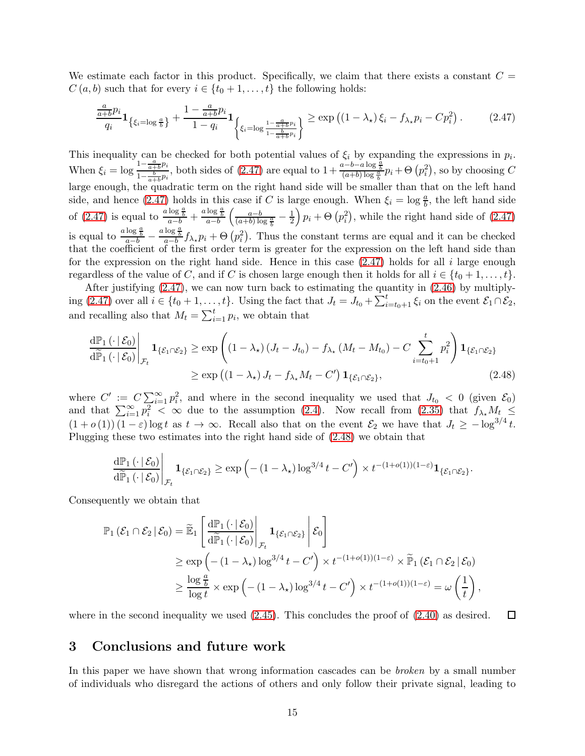We estimate each factor in this product. Specifically, we claim that there exists a constant $C = C(a,b)$ such that for every $i \in \{t_0+1, \ldots, t\}$ the following holds:

$$\frac{\frac{a}{a+b}p_i}{q_i}\mathbf{1}_{\{\xi_i = \log\frac{a}{b}\}} + \frac{1-\frac{a}{a+b}p_i}{1-q_i}\mathbf{1}_{\left\{\xi_i = \log\frac{1-\frac{a}{a+b}p_i}{1-\frac{b}{a+b}p_i}\right\}} \geq \exp\left((1-\lambda_\star)\xi_i - f_{\lambda_\star}p_i - Cp_i^2\right). \tag{2.47}$$

This inequality can be checked for both potential values of $\xi_i$ by expanding the expressions in $p_i$. When $\xi_i = \log\frac{1-\frac{a}{a+b}p_i}{1-\frac{b}{a+b}p_i}$, both sides of (2.47) are equal to $1+\frac{a-b-a\log\frac{a}{b}}{(a+b)\log\frac{a}{b}}p_i + \Theta\left(p_i^2\right)$, so by choosing $C$ large enough, the quadratic term on the right hand side will be smaller than that on the left hand side, and hence (2.47) holds in this case if $C$ is large enough. When $\xi_i = \log\frac{a}{b}$, the left hand side of (2.47) is equal to $\frac{a\log\frac{a}{b}}{a-b} + \frac{a\log\frac{a}{b}}{a-b}\left(\frac{a-b}{(a+b)\log\frac{a}{b}} - \frac{1}{2}\right)p_i + \Theta\left(p_i^2\right)$, while the right hand side of (2.47) is equal to $\frac{a\log\frac{a}{b}}{a-b} - \frac{a\log\frac{a}{b}}{a-b}f_{\lambda_\star}p_i + \Theta\left(p_i^2\right)$. Thus the constant terms are equal and it can be checked that the coefficient of the first order term is greater for the expression on the left hand side than for the expression on the right hand side. Hence in this case (2.47) holds for all $i$ large enough regardless of the value of $C$, and if $C$ is chosen large enough then it holds for all $i \in \{t_0+1, \ldots, t\}$.

After justifying (2.47), we can now turn back to estimating the quantity in (2.46) by multiplying (2.47) over all $i \in \{t_0+1, \ldots, t\}$. Using the fact that $J_t = J_{t_0} + \sum_{i=t_0+1}^{t}\xi_i$ on the event $\mathcal{E}_1 \cap \mathcal{E}_2$, and recalling also that $M_t = \sum_{i=1}^{t} p_i$, we obtain that

$$\begin{aligned}
\left.\frac{\mathrm{d}\mathbb{P}_1(\cdot\,|\,\mathcal{E}_0)}{\mathrm{d}\widetilde{\mathbb{P}}_1(\cdot\,|\,\mathcal{E}_0)}\right|_{\mathcal{F}_t}\mathbf{1}_{\{\mathcal{E}_1\cap\mathcal{E}_2\}} &\geq \exp\left((1-\lambda_\star)(J_t - J_{t_0}) - f_{\lambda_\star}(M_t - M_{t_0}) - C\sum_{i=t_0+1}^{t}p_i^2\right)\mathbf{1}_{\{\mathcal{E}_1\cap\mathcal{E}_2\}} \\
&\geq \exp\left((1-\lambda_\star)J_t - f_{\lambda_\star}M_t - C'\right)\mathbf{1}_{\{\mathcal{E}_1\cap\mathcal{E}_2\}},
\end{aligned} \tag{2.48}$$

where $C' := C\sum_{i=1}^{\infty}p_i^2$, and where in the second inequality we used that $J_{t_0} < 0$ (given $\mathcal{E}_0$) and that $\sum_{i=1}^{\infty}p_i^2 < \infty$ due to the assumption (2.4). Now recall from (2.35) that $f_{\lambda_\star}M_t \leq (1+o(1))(1-\varepsilon)\log t$ as $t \to \infty$. Recall also that on the event $\mathcal{E}_2$ we have that $J_t \geq -\log^{3/4} t$. Plugging these two estimates into the right hand side of (2.48) we obtain that

$$\left.\frac{\mathrm{d}\mathbb{P}_1(\cdot\,|\,\mathcal{E}_0)}{\mathrm{d}\widetilde{\mathbb{P}}_1(\cdot\,|\,\mathcal{E}_0)}\right|_{\mathcal{F}_t}\mathbf{1}_{\{\mathcal{E}_1\cap\mathcal{E}_2\}} \geq \exp\left(-(1-\lambda_\star)\log^{3/4}t - C'\right) \times t^{-(1+o(1))(1-\varepsilon)}\mathbf{1}_{\{\mathcal{E}_1\cap\mathcal{E}_2\}}.$$

Consequently we obtain that

$$\begin{aligned}
\mathbb{P}_1(\mathcal{E}_1\cap\mathcal{E}_2\,|\,\mathcal{E}_0) &= \widetilde{\mathbb{E}}_1\left[\left.\frac{\mathrm{d}\mathbb{P}_1(\cdot\,|\,\mathcal{E}_0)}{\mathrm{d}\widetilde{\mathbb{P}}_1(\cdot\,|\,\mathcal{E}_0)}\right|_{\mathcal{F}_t}\mathbf{1}_{\{\mathcal{E}_1\cap\mathcal{E}_2\}}\,\middle|\,\mathcal{E}_0\right] \\
&\geq \exp\left(-(1-\lambda_\star)\log^{3/4}t - C'\right) \times t^{-(1+o(1))(1-\varepsilon)} \times \widetilde{\mathbb{P}}_1(\mathcal{E}_1\cap\mathcal{E}_2\,|\,\mathcal{E}_0) \\
&\geq \frac{\log\frac{a}{b}}{\log t} \times \exp\left(-(1-\lambda_\star)\log^{3/4}t - C'\right) \times t^{-(1+o(1))(1-\varepsilon)} = \omega\left(\frac{1}{t}\right),
\end{aligned}$$

where in the second inequality we used (2.45). This concludes the proof of (2.40) as desired. □

# 3 Conclusions and future work

In this paper we have shown that wrong information cascades can be *broken* by a small number of individuals who disregard the actions of others and only follow their private signal, leading to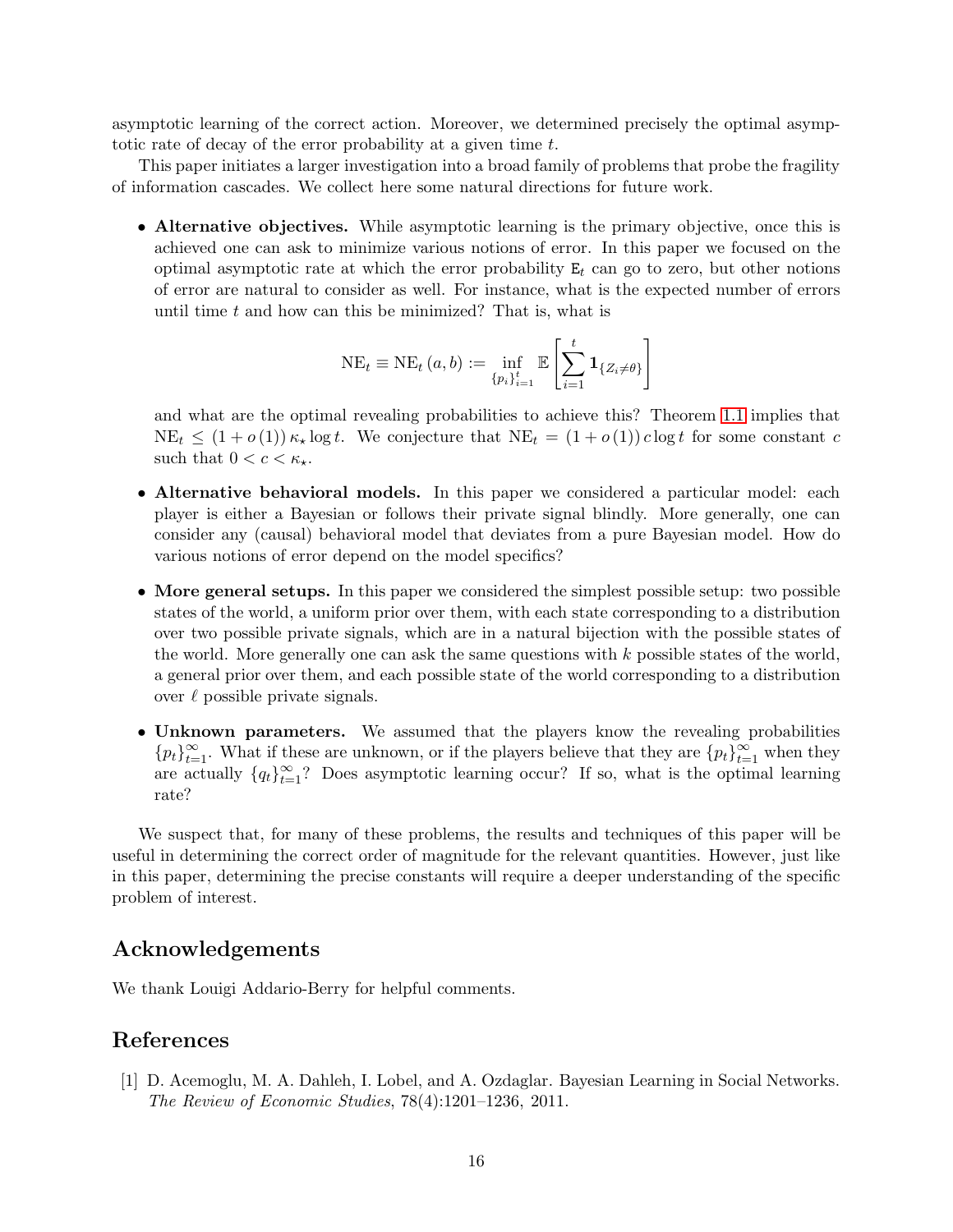asymptotic learning of the correct action. Moreover, we determined precisely the optimal asymptotic rate of decay of the error probability at a given time $t$.

This paper initiates a larger investigation into a broad family of problems that probe the fragility of information cascades. We collect here some natural directions for future work.

- **Alternative objectives.** While asymptotic learning is the primary objective, once this is achieved one can ask to minimize various notions of error. In this paper we focused on the optimal asymptotic rate at which the error probability $\mathtt{E}_t$ can go to zero, but other notions of error are natural to consider as well. For instance, what is the expected number of errors until time $t$ and how can this be minimized? That is, what is

$$\mathrm{NE}_t \equiv \mathrm{NE}_t\,(a,b) := \inf_{\{p_i\}_{i=1}^t} \mathbb{E}\left[\sum_{i=1}^t \mathbf{1}_{\{Z_i \neq \theta\}}\right]$$

  and what are the optimal revealing probabilities to achieve this? Theorem 1.1 implies that $\mathrm{NE}_t \leq (1 + o\,(1))\, \kappa_\star \log t$. We conjecture that $\mathrm{NE}_t = (1 + o\,(1))\, c \log t$ for some constant $c$ such that $0 < c < \kappa_\star$.

- **Alternative behavioral models.** In this paper we considered a particular model: each player is either a Bayesian or follows their private signal blindly. More generally, one can consider any (causal) behavioral model that deviates from a pure Bayesian model. How do various notions of error depend on the model specifics?

- **More general setups.** In this paper we considered the simplest possible setup: two possible states of the world, a uniform prior over them, with each state corresponding to a distribution over two possible private signals, which are in a natural bijection with the possible states of the world. More generally one can ask the same questions with $k$ possible states of the world, a general prior over them, and each possible state of the world corresponding to a distribution over $\ell$ possible private signals.

- **Unknown parameters.** We assumed that the players know the revealing probabilities $\{p_t\}_{t=1}^\infty$. What if these are unknown, or if the players believe that they are $\{p_t\}_{t=1}^\infty$ when they are actually $\{q_t\}_{t=1}^\infty$? Does asymptotic learning occur? If so, what is the optimal learning rate?

We suspect that, for many of these problems, the results and techniques of this paper will be useful in determining the correct order of magnitude for the relevant quantities. However, just like in this paper, determining the precise constants will require a deeper understanding of the specific problem of interest.

## Acknowledgements

We thank Louigi Addario-Berry for helpful comments.

## References

[1] D. Acemoglu, M. A. Dahleh, I. Lobel, and A. Ozdaglar. Bayesian Learning in Social Networks. *The Review of Economic Studies*, 78(4):1201–1236, 2011.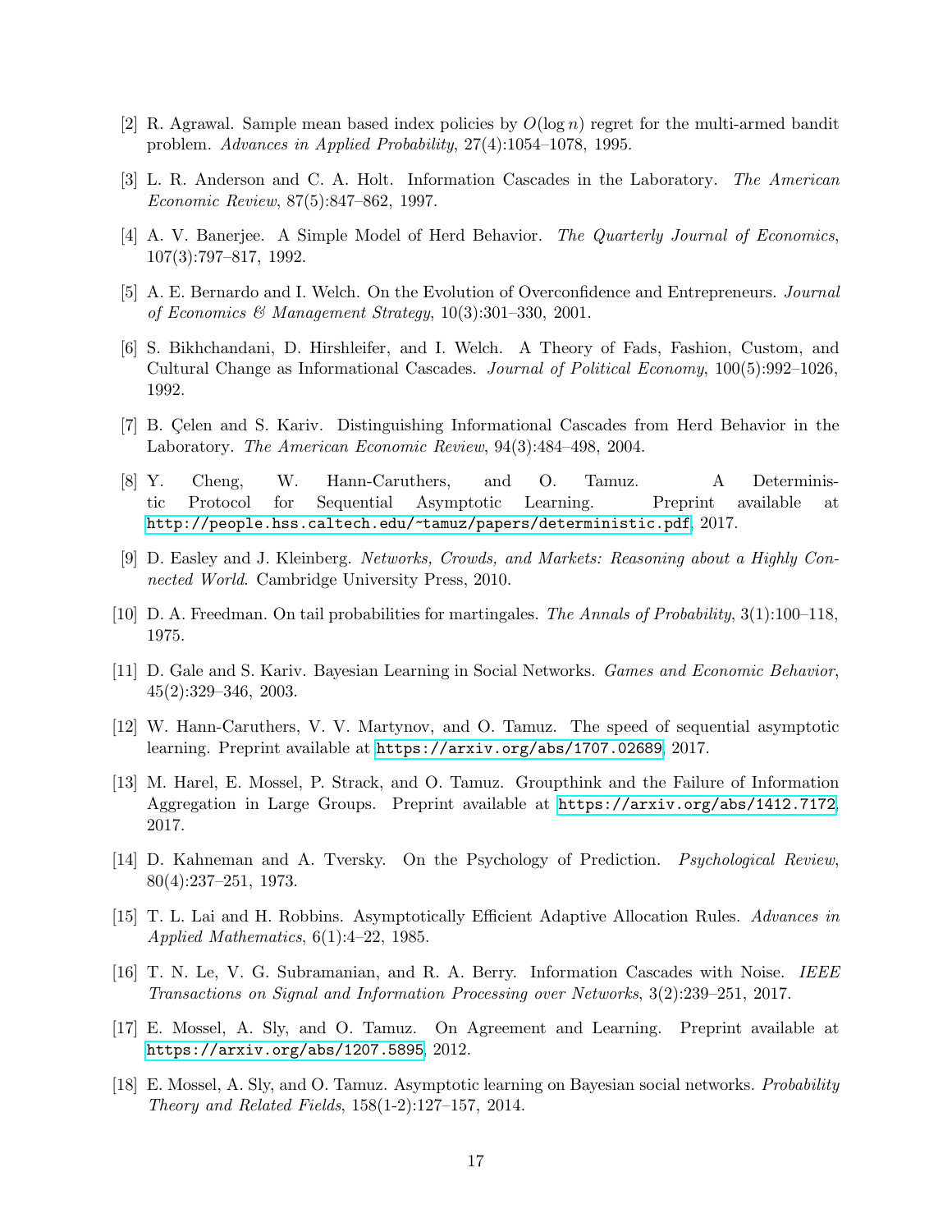[2] R. Agrawal. Sample mean based index policies by $O(\log n)$ regret for the multi-armed bandit problem. *Advances in Applied Probability*, 27(4):1054–1078, 1995.

[3] L. R. Anderson and C. A. Holt. Information Cascades in the Laboratory. *The American Economic Review*, 87(5):847–862, 1997.

[4] A. V. Banerjee. A Simple Model of Herd Behavior. *The Quarterly Journal of Economics*, 107(3):797–817, 1992.

[5] A. E. Bernardo and I. Welch. On the Evolution of Overconfidence and Entrepreneurs. *Journal of Economics & Management Strategy*, 10(3):301–330, 2001.

[6] S. Bikhchandani, D. Hirshleifer, and I. Welch. A Theory of Fads, Fashion, Custom, and Cultural Change as Informational Cascades. *Journal of Political Economy*, 100(5):992–1026, 1992.

[7] B. Çelen and S. Kariv. Distinguishing Informational Cascades from Herd Behavior in the Laboratory. *The American Economic Review*, 94(3):484–498, 2004.

[8] Y. Cheng, W. Hann-Caruthers, and O. Tamuz. A Deterministic Protocol for Sequential Asymptotic Learning. Preprint available at http://people.hss.caltech.edu/~tamuz/papers/deterministic.pdf, 2017.

[9] D. Easley and J. Kleinberg. *Networks, Crowds, and Markets: Reasoning about a Highly Connected World*. Cambridge University Press, 2010.

[10] D. A. Freedman. On tail probabilities for martingales. *The Annals of Probability*, 3(1):100–118, 1975.

[11] D. Gale and S. Kariv. Bayesian Learning in Social Networks. *Games and Economic Behavior*, 45(2):329–346, 2003.

[12] W. Hann-Caruthers, V. V. Martynov, and O. Tamuz. The speed of sequential asymptotic learning. Preprint available at https://arxiv.org/abs/1707.02689, 2017.

[13] M. Harel, E. Mossel, P. Strack, and O. Tamuz. Groupthink and the Failure of Information Aggregation in Large Groups. Preprint available at https://arxiv.org/abs/1412.7172, 2017.

[14] D. Kahneman and A. Tversky. On the Psychology of Prediction. *Psychological Review*, 80(4):237–251, 1973.

[15] T. L. Lai and H. Robbins. Asymptotically Efficient Adaptive Allocation Rules. *Advances in Applied Mathematics*, 6(1):4–22, 1985.

[16] T. N. Le, V. G. Subramanian, and R. A. Berry. Information Cascades with Noise. *IEEE Transactions on Signal and Information Processing over Networks*, 3(2):239–251, 2017.

[17] E. Mossel, A. Sly, and O. Tamuz. On Agreement and Learning. Preprint available at https://arxiv.org/abs/1207.5895, 2012.

[18] E. Mossel, A. Sly, and O. Tamuz. Asymptotic learning on Bayesian social networks. *Probability Theory and Related Fields*, 158(1-2):127–157, 2014.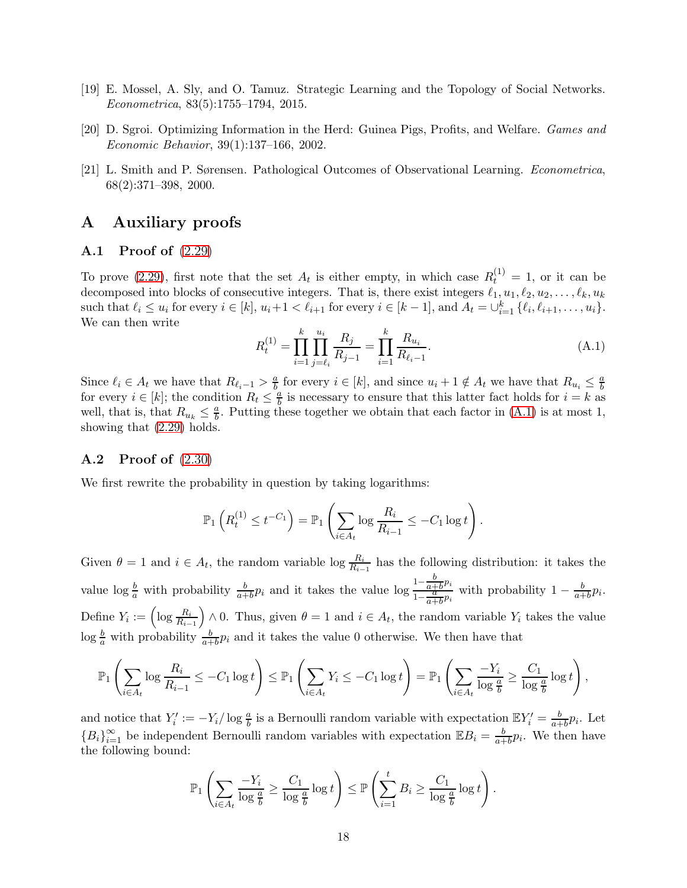[19] E. Mossel, A. Sly, and O. Tamuz. Strategic Learning and the Topology of Social Networks. *Econometrica*, 83(5):1755–1794, 2015.

[20] D. Sgroi. Optimizing Information in the Herd: Guinea Pigs, Profits, and Welfare. *Games and Economic Behavior*, 39(1):137–166, 2002.

[21] L. Smith and P. Sørensen. Pathological Outcomes of Observational Learning. *Econometrica*, 68(2):371–398, 2000.

# A Auxiliary proofs

## A.1 Proof of (2.29)

To prove (2.29), first note that the set $A_t$ is either empty, in which case $R_t^{(1)} = 1$, or it can be decomposed into blocks of consecutive integers. That is, there exist integers $\ell_1, u_1, \ell_2, u_2, \ldots, \ell_k, u_k$ such that $\ell_i \leq u_i$ for every $i \in [k]$, $u_i + 1 < \ell_{i+1}$ for every $i \in [k-1]$, and $A_t = \cup_{i=1}^k \{\ell_i, \ell_{i+1}, \ldots, u_i\}$. We can then write

$$R_t^{(1)} = \prod_{i=1}^{k} \prod_{j=\ell_i}^{u_i} \frac{R_j}{R_{j-1}} = \prod_{i=1}^{k} \frac{R_{u_i}}{R_{\ell_i - 1}}. \tag{A.1}$$

Since $\ell_i \in A_t$ we have that $R_{\ell_i - 1} > \frac{a}{b}$ for every $i \in [k]$, and since $u_i + 1 \notin A_t$ we have that $R_{u_i} \leq \frac{a}{b}$ for every $i \in [k]$; the condition $R_t \leq \frac{a}{b}$ is necessary to ensure that this latter fact holds for $i = k$ as well, that is, that $R_{u_k} \leq \frac{a}{b}$. Putting these together we obtain that each factor in (A.1) is at most 1, showing that (2.29) holds.

## A.2 Proof of (2.30)

We first rewrite the probability in question by taking logarithms:

$$\mathbb{P}_1\left(R_t^{(1)} \leq t^{-C_1}\right) = \mathbb{P}_1\left(\sum_{i \in A_t} \log \frac{R_i}{R_{i-1}} \leq -C_1 \log t\right).$$

Given $\theta = 1$ and $i \in A_t$, the random variable $\log \frac{R_i}{R_{i-1}}$ has the following distribution: it takes the value $\log \frac{b}{a}$ with probability $\frac{b}{a+b} p_i$ and it takes the value $\log \frac{1 - \frac{b}{a+b} p_i}{1 - \frac{a}{a+b} p_i}$ with probability $1 - \frac{b}{a+b} p_i$. Define $Y_i := \left(\log \frac{R_i}{R_{i-1}}\right) \wedge 0$. Thus, given $\theta = 1$ and $i \in A_t$, the random variable $Y_i$ takes the value $\log \frac{b}{a}$ with probability $\frac{b}{a+b} p_i$ and it takes the value 0 otherwise. We then have that

$$\mathbb{P}_1\left(\sum_{i \in A_t} \log \frac{R_i}{R_{i-1}} \leq -C_1 \log t\right) \leq \mathbb{P}_1\left(\sum_{i \in A_t} Y_i \leq -C_1 \log t\right) = \mathbb{P}_1\left(\sum_{i \in A_t} \frac{-Y_i}{\log \frac{a}{b}} \geq \frac{C_1}{\log \frac{a}{b}} \log t\right),$$

and notice that $Y_i' := -Y_i / \log \frac{a}{b}$ is a Bernoulli random variable with expectation $\mathbb{E} Y_i' = \frac{b}{a+b} p_i$. Let $\{B_i\}_{i=1}^{\infty}$ be independent Bernoulli random variables with expectation $\mathbb{E} B_i = \frac{b}{a+b} p_i$. We then have the following bound:

$$\mathbb{P}_1\left(\sum_{i \in A_t} \frac{-Y_i}{\log \frac{a}{b}} \geq \frac{C_1}{\log \frac{a}{b}} \log t\right) \leq \mathbb{P}\left(\sum_{i=1}^{t} B_i \geq \frac{C_1}{\log \frac{a}{b}} \log t\right).$$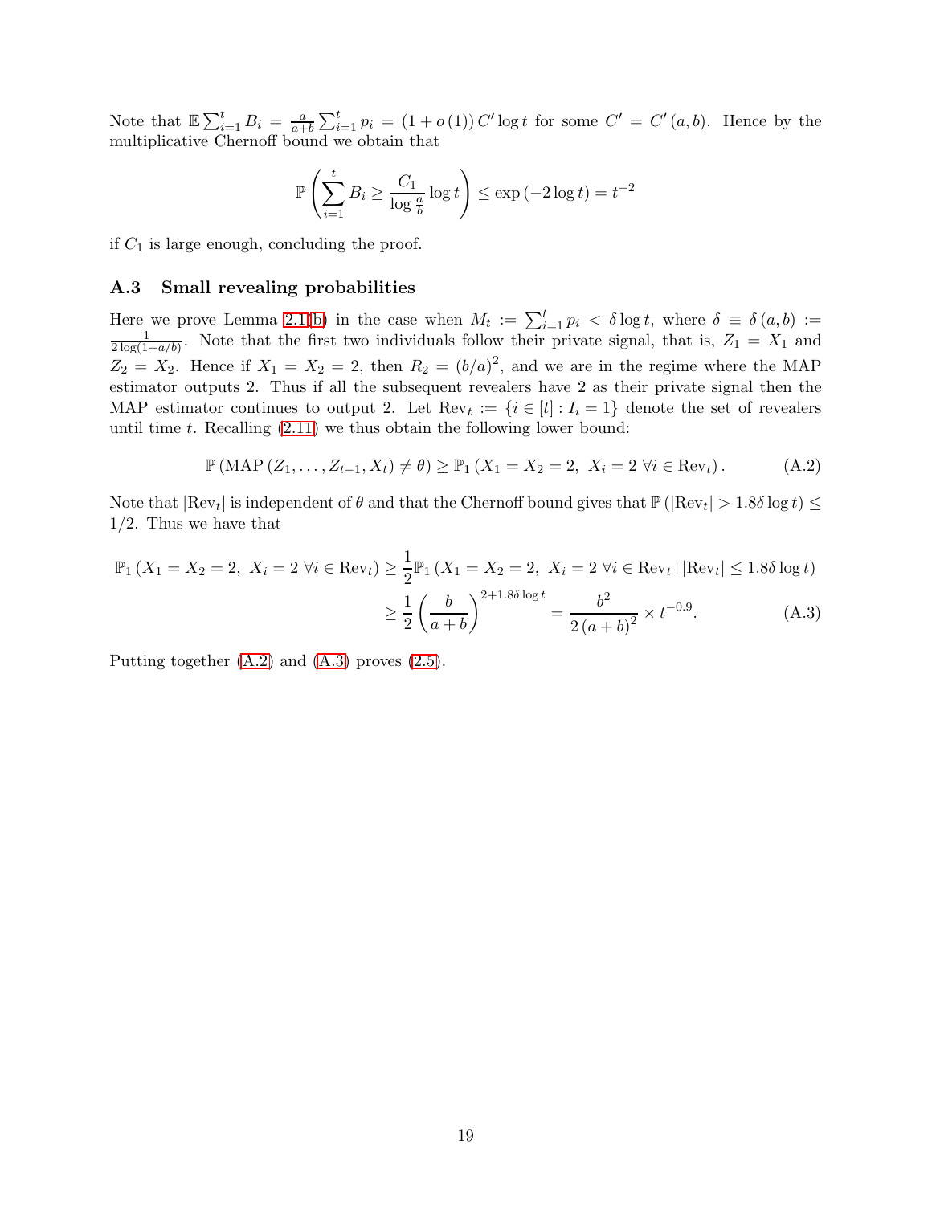Note that $\mathbb{E}\sum_{i=1}^{t} B_i = \frac{a}{a+b}\sum_{i=1}^{t} p_i = (1+o(1))\, C' \log t$ for some $C' = C'(a,b)$. Hence by the multiplicative Chernoff bound we obtain that

$$\mathbb{P}\left(\sum_{i=1}^{t} B_i \geq \frac{C_1}{\log \frac{a}{b}} \log t\right) \leq \exp(-2\log t) = t^{-2}$$

if $C_1$ is large enough, concluding the proof.

### A.3 Small revealing probabilities

Here we prove Lemma 2.1(b) in the case when $M_t := \sum_{i=1}^{t} p_i < \delta \log t$, where $\delta \equiv \delta(a,b) := \frac{1}{2\log(1+a/b)}$. Note that the first two individuals follow their private signal, that is, $Z_1 = X_1$ and $Z_2 = X_2$. Hence if $X_1 = X_2 = 2$, then $R_2 = (b/a)^2$, and we are in the regime where the MAP estimator outputs 2. Thus if all the subsequent revealers have 2 as their private signal then the MAP estimator continues to output 2. Let $\mathrm{Rev}_t := \{i \in [t] : I_i = 1\}$ denote the set of revealers until time $t$. Recalling (2.11) we thus obtain the following lower bound:

$$\mathbb{P}(\mathrm{MAP}(Z_1, \ldots, Z_{t-1}, X_t) \neq \theta) \geq \mathbb{P}_1(X_1 = X_2 = 2,\ X_i = 2\ \forall i \in \mathrm{Rev}_t). \tag{A.2}$$

Note that $|\mathrm{Rev}_t|$ is independent of $\theta$ and that the Chernoff bound gives that $\mathbb{P}(|\mathrm{Rev}_t| > 1.8\delta \log t) \leq 1/2$. Thus we have that

$$\begin{aligned}
\mathbb{P}_1(X_1 = X_2 = 2,\ X_i = 2\ \forall i \in \mathrm{Rev}_t) &\geq \frac{1}{2}\mathbb{P}_1(X_1 = X_2 = 2,\ X_i = 2\ \forall i \in \mathrm{Rev}_t \,|\, |\mathrm{Rev}_t| \leq 1.8\delta \log t) \\
&\geq \frac{1}{2}\left(\frac{b}{a+b}\right)^{2+1.8\delta \log t} = \frac{b^2}{2(a+b)^2} \times t^{-0.9}.
\end{aligned} \tag{A.3}$$

Putting together (A.2) and (A.3) proves (2.5).